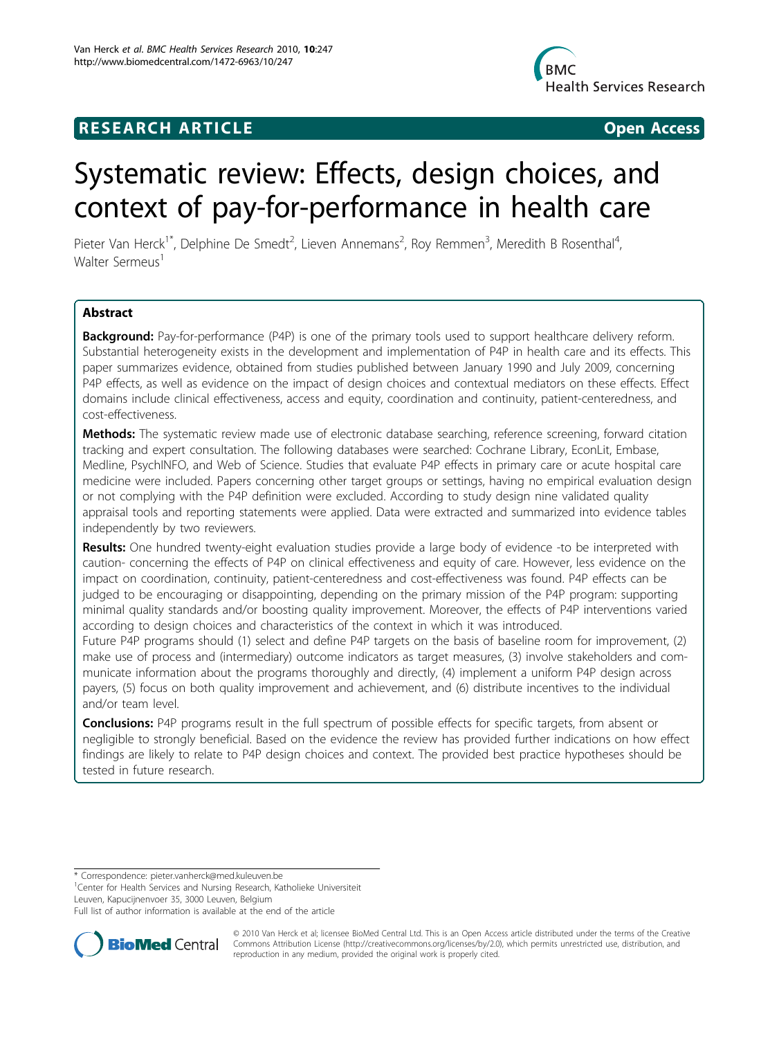**RESEARCH ARTICLE** **Open Access**

# Systematic review: Effects, design choices, and context of pay-for-performance in health care

Pieter Van Herck[1*], Delphine De Smedt[2], Lieven Annemans[2], Roy Remmen[3], Meredith B Rosenthal[4], Walter Sermeus[1]

## Abstract

**Background:** Pay-for-performance (P4P) is one of the primary tools used to support healthcare delivery reform. Substantial heterogeneity exists in the development and implementation of P4P in health care and its effects. This paper summarizes evidence, obtained from studies published between January 1990 and July 2009, concerning P4P effects, as well as evidence on the impact of design choices and contextual mediators on these effects. Effect domains include clinical effectiveness, access and equity, coordination and continuity, patient-centeredness, and cost-effectiveness.

**Methods:** The systematic review made use of electronic database searching, reference screening, forward citation tracking and expert consultation. The following databases were searched: Cochrane Library, EconLit, Embase, Medline, PsychINFO, and Web of Science. Studies that evaluate P4P effects in primary care or acute hospital care medicine were included. Papers concerning other target groups or settings, having no empirical evaluation design or not complying with the P4P definition were excluded. According to study design nine validated quality appraisal tools and reporting statements were applied. Data were extracted and summarized into evidence tables independently by two reviewers.

**Results:** One hundred twenty-eight evaluation studies provide a large body of evidence -to be interpreted with caution- concerning the effects of P4P on clinical effectiveness and equity of care. However, less evidence on the impact on coordination, continuity, patient-centeredness and cost-effectiveness was found. P4P effects can be judged to be encouraging or disappointing, depending on the primary mission of the P4P program: supporting minimal quality standards and/or boosting quality improvement. Moreover, the effects of P4P interventions varied according to design choices and characteristics of the context in which it was introduced.

Future P4P programs should (1) select and define P4P targets on the basis of baseline room for improvement, (2) make use of process and (intermediary) outcome indicators as target measures, (3) involve stakeholders and communicate information about the programs thoroughly and directly, (4) implement a uniform P4P design across payers, (5) focus on both quality improvement and achievement, and (6) distribute incentives to the individual and/or team level.

**Conclusions:** P4P programs result in the full spectrum of possible effects for specific targets, from absent or negligible to strongly beneficial. Based on the evidence the review has provided further indications on how effect findings are likely to relate to P4P design choices and context. The provided best practice hypotheses should be tested in future research.

---

\* Correspondence: pieter.vanherck@med.kuleuven.be
[1]Center for Health Services and Nursing Research, Katholieke Universiteit Leuven, Kapucijnenvoer 35, 3000 Leuven, Belgium
Full list of author information is available at the end of the article

© 2010 Van Herck et al; licensee BioMed Central Ltd. This is an Open Access article distributed under the terms of the Creative Commons Attribution License (http://creativecommons.org/licenses/by/2.0), which permits unrestricted use, distribution, and reproduction in any medium, provided the original work is properly cited.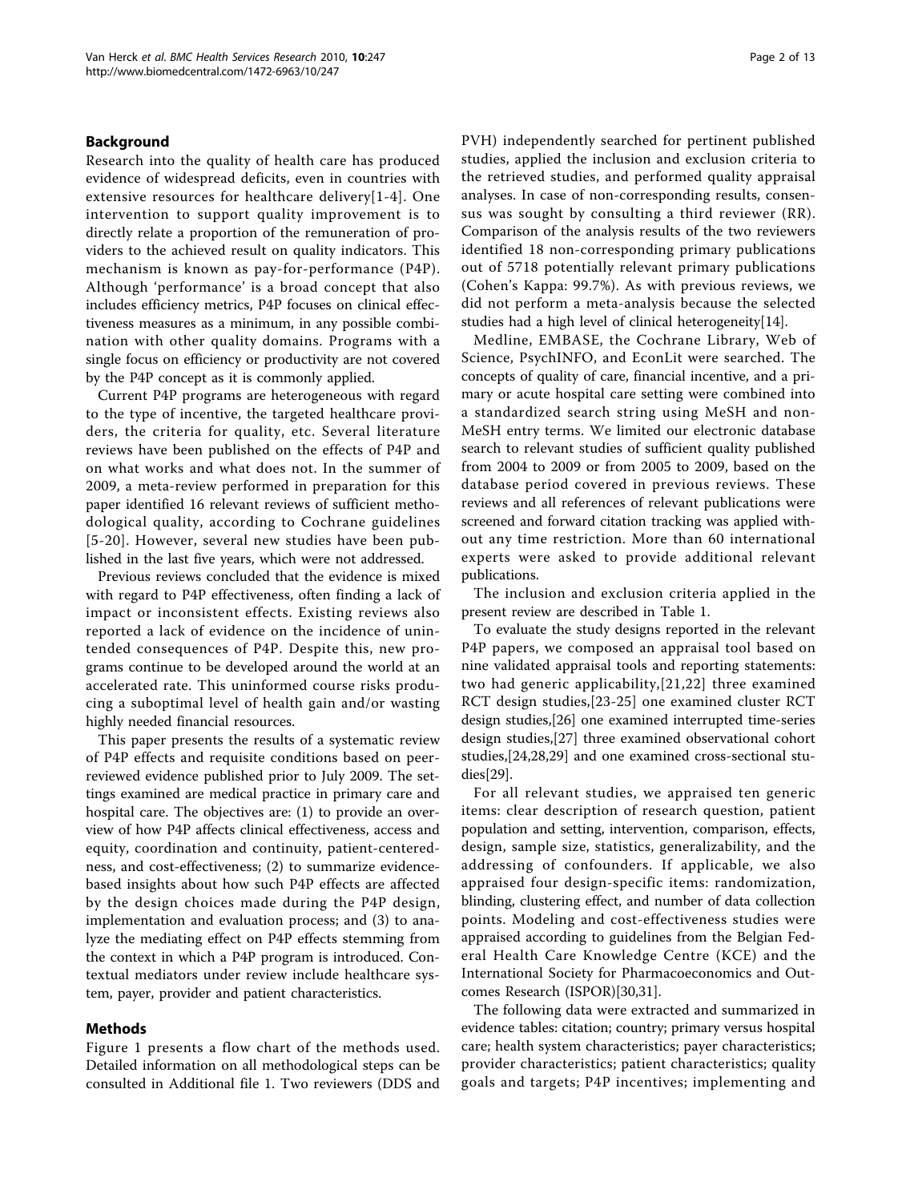## Background

Research into the quality of health care has produced evidence of widespread deficits, even in countries with extensive resources for healthcare delivery[1-4]. One intervention to support quality improvement is to directly relate a proportion of the remuneration of providers to the achieved result on quality indicators. This mechanism is known as pay-for-performance (P4P). Although 'performance' is a broad concept that also includes efficiency metrics, P4P focuses on clinical effectiveness measures as a minimum, in any possible combination with other quality domains. Programs with a single focus on efficiency or productivity are not covered by the P4P concept as it is commonly applied.

Current P4P programs are heterogeneous with regard to the type of incentive, the targeted healthcare providers, the criteria for quality, etc. Several literature reviews have been published on the effects of P4P and on what works and what does not. In the summer of 2009, a meta-review performed in preparation for this paper identified 16 relevant reviews of sufficient methodological quality, according to Cochrane guidelines [5-20]. However, several new studies have been published in the last five years, which were not addressed.

Previous reviews concluded that the evidence is mixed with regard to P4P effectiveness, often finding a lack of impact or inconsistent effects. Existing reviews also reported a lack of evidence on the incidence of unintended consequences of P4P. Despite this, new programs continue to be developed around the world at an accelerated rate. This uninformed course risks producing a suboptimal level of health gain and/or wasting highly needed financial resources.

This paper presents the results of a systematic review of P4P effects and requisite conditions based on peer-reviewed evidence published prior to July 2009. The settings examined are medical practice in primary care and hospital care. The objectives are: (1) to provide an overview of how P4P affects clinical effectiveness, access and equity, coordination and continuity, patient-centeredness, and cost-effectiveness; (2) to summarize evidence-based insights about how such P4P effects are affected by the design choices made during the P4P design, implementation and evaluation process; and (3) to analyze the mediating effect on P4P effects stemming from the context in which a P4P program is introduced. Contextual mediators under review include healthcare system, payer, provider and patient characteristics.

## Methods

Figure 1 presents a flow chart of the methods used. Detailed information on all methodological steps can be consulted in Additional file 1. Two reviewers (DDS and PVH) independently searched for pertinent published studies, applied the inclusion and exclusion criteria to the retrieved studies, and performed quality appraisal analyses. In case of non-corresponding results, consensus was sought by consulting a third reviewer (RR). Comparison of the analysis results of the two reviewers identified 18 non-corresponding primary publications out of 5718 potentially relevant primary publications (Cohen's Kappa: 99.7%). As with previous reviews, we did not perform a meta-analysis because the selected studies had a high level of clinical heterogeneity[14].

Medline, EMBASE, the Cochrane Library, Web of Science, PsychINFO, and EconLit were searched. The concepts of quality of care, financial incentive, and a primary or acute hospital care setting were combined into a standardized search string using MeSH and non-MeSH entry terms. We limited our electronic database search to relevant studies of sufficient quality published from 2004 to 2009 or from 2005 to 2009, based on the database period covered in previous reviews. These reviews and all references of relevant publications were screened and forward citation tracking was applied without any time restriction. More than 60 international experts were asked to provide additional relevant publications.

The inclusion and exclusion criteria applied in the present review are described in Table 1.

To evaluate the study designs reported in the relevant P4P papers, we composed an appraisal tool based on nine validated appraisal tools and reporting statements: two had generic applicability,[21,22] three examined RCT design studies,[23-25] one examined cluster RCT design studies,[26] one examined interrupted time-series design studies,[27] three examined observational cohort studies,[24,28,29] and one examined cross-sectional studies[29].

For all relevant studies, we appraised ten generic items: clear description of research question, patient population and setting, intervention, comparison, effects, design, sample size, statistics, generalizability, and the addressing of confounders. If applicable, we also appraised four design-specific items: randomization, blinding, clustering effect, and number of data collection points. Modeling and cost-effectiveness studies were appraised according to guidelines from the Belgian Federal Health Care Knowledge Centre (KCE) and the International Society for Pharmacoeconomics and Outcomes Research (ISPOR)[30,31].

The following data were extracted and summarized in evidence tables: citation; country; primary versus hospital care; health system characteristics; payer characteristics; provider characteristics; patient characteristics; quality goals and targets; P4P incentives; implementing and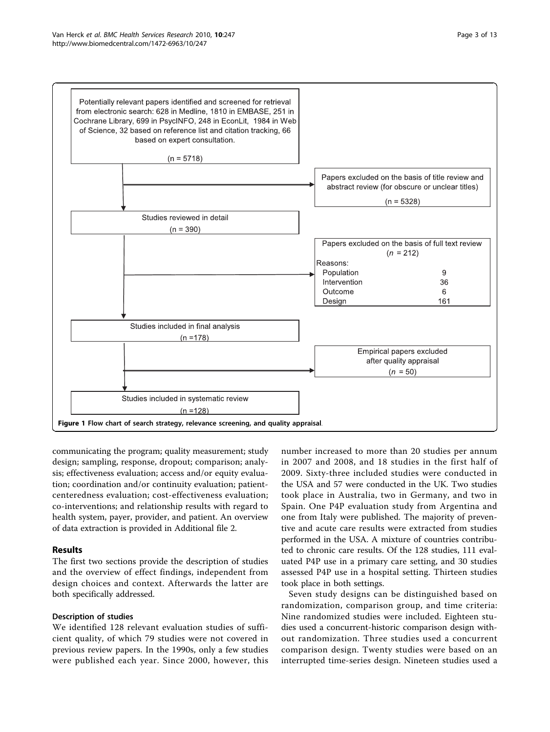Potentially relevant papers identified and screened for retrieval from electronic search: 628 in Medline, 1810 in EMBASE, 251 in Cochrane Library, 699 in PsycINFO, 248 in EconLit, 1984 in Web of Science, 32 based on reference list and citation tracking, 66 based on expert consultation.

(n = 5718)

Papers excluded on the basis of title review and abstract review (for obscure or unclear titles)

(n = 5328)

Studies reviewed in detail

(n = 390)

Papers excluded on the basis of full text review

(*n* = 212)

Reasons:

| | |
|---|---|
| Population | 9 |
| Intervention | 36 |
| Outcome | 6 |
| Design | 161 |

Studies included in final analysis

(n =178)

Empirical papers excluded after quality appraisal

(*n* = 50)

Studies included in systematic review

(n =128)

**Figure 1 Flow chart of search strategy, relevance screening, and quality appraisal**.

communicating the program; quality measurement; study design; sampling, response, dropout; comparison; analysis; effectiveness evaluation; access and/or equity evaluation; coordination and/or continuity evaluation; patient-centeredness evaluation; cost-effectiveness evaluation; co-interventions; and relationship results with regard to health system, payer, provider, and patient. An overview of data extraction is provided in Additional file 2.

## Results

The first two sections provide the description of studies and the overview of effect findings, independent from design choices and context. Afterwards the latter are both specifically addressed.

### Description of studies

We identified 128 relevant evaluation studies of sufficient quality, of which 79 studies were not covered in previous review papers. In the 1990s, only a few studies were published each year. Since 2000, however, this number increased to more than 20 studies per annum in 2007 and 2008, and 18 studies in the first half of 2009. Sixty-three included studies were conducted in the USA and 57 were conducted in the UK. Two studies took place in Australia, two in Germany, and two in Spain. One P4P evaluation study from Argentina and one from Italy were published. The majority of preventive and acute care results were extracted from studies performed in the USA. A mixture of countries contributed to chronic care results. Of the 128 studies, 111 evaluated P4P use in a primary care setting, and 30 studies assessed P4P use in a hospital setting. Thirteen studies took place in both settings.

Seven study designs can be distinguished based on randomization, comparison group, and time criteria: Nine randomized studies were included. Eighteen studies used a concurrent-historic comparison design without randomization. Three studies used a concurrent comparison design. Twenty studies were based on an interrupted time-series design. Nineteen studies used a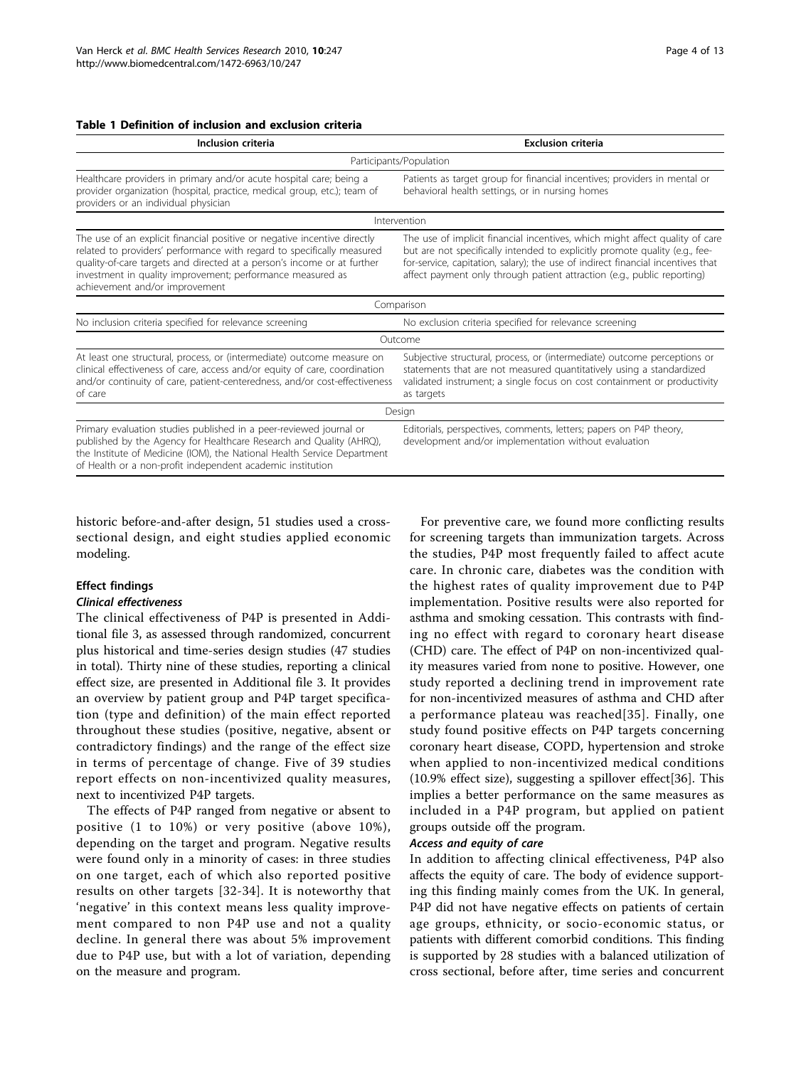**Table 1 Definition of inclusion and exclusion criteria**

| Inclusion criteria | Exclusion criteria |
| --- | --- |
| Participants/Population | |
| Healthcare providers in primary and/or acute hospital care; being a provider organization (hospital, practice, medical group, etc.); team of providers or an individual physician | Patients as target group for financial incentives; providers in mental or behavioral health settings, or in nursing homes |
| Intervention | |
| The use of an explicit financial positive or negative incentive directly related to providers' performance with regard to specifically measured quality-of-care targets and directed at a person's income or at further investment in quality improvement; performance measured as achievement and/or improvement | The use of implicit financial incentives, which might affect quality of care but are not specifically intended to explicitly promote quality (e.g., fee-for-service, capitation, salary); the use of indirect financial incentives that affect payment only through patient attraction (e.g., public reporting) |
| Comparison | |
| No inclusion criteria specified for relevance screening | No exclusion criteria specified for relevance screening |
| Outcome | |
| At least one structural, process, or (intermediate) outcome measure on clinical effectiveness of care, access and/or equity of care, coordination and/or continuity of care, patient-centeredness, and/or cost-effectiveness of care | Subjective structural, process, or (intermediate) outcome perceptions or statements that are not measured quantitatively using a standardized validated instrument; a single focus on cost containment or productivity as targets |
| Design | |
| Primary evaluation studies published in a peer-reviewed journal or published by the Agency for Healthcare Research and Quality (AHRQ), the Institute of Medicine (IOM), the National Health Service Department of Health or a non-profit independent academic institution | Editorials, perspectives, comments, letters; papers on P4P theory, development and/or implementation without evaluation |

historic before-and-after design, 51 studies used a cross-sectional design, and eight studies applied economic modeling.

### Effect findings

#### *Clinical effectiveness*

The clinical effectiveness of P4P is presented in Additional file 3, as assessed through randomized, concurrent plus historical and time-series design studies (47 studies in total). Thirty nine of these studies, reporting a clinical effect size, are presented in Additional file 3. It provides an overview by patient group and P4P target specification (type and definition) of the main effect reported throughout these studies (positive, negative, absent or contradictory findings) and the range of the effect size in terms of percentage of change. Five of 39 studies report effects on non-incentivized quality measures, next to incentivized P4P targets.

The effects of P4P ranged from negative or absent to positive (1 to 10%) or very positive (above 10%), depending on the target and program. Negative results were found only in a minority of cases: in three studies on one target, each of which also reported positive results on other targets [32-34]. It is noteworthy that 'negative' in this context means less quality improvement compared to non P4P use and not a quality decline. In general there was about 5% improvement due to P4P use, but with a lot of variation, depending on the measure and program.

For preventive care, we found more conflicting results for screening targets than immunization targets. Across the studies, P4P most frequently failed to affect acute care. In chronic care, diabetes was the condition with the highest rates of quality improvement due to P4P implementation. Positive results were also reported for asthma and smoking cessation. This contrasts with finding no effect with regard to coronary heart disease (CHD) care. The effect of P4P on non-incentivized quality measures varied from none to positive. However, one study reported a declining trend in improvement rate for non-incentivized measures of asthma and CHD after a performance plateau was reached[35]. Finally, one study found positive effects on P4P targets concerning coronary heart disease, COPD, hypertension and stroke when applied to non-incentivized medical conditions (10.9% effect size), suggesting a spillover effect[36]. This implies a better performance on the same measures as included in a P4P program, but applied on patient groups outside off the program.

#### *Access and equity of care*

In addition to affecting clinical effectiveness, P4P also affects the equity of care. The body of evidence supporting this finding mainly comes from the UK. In general, P4P did not have negative effects on patients of certain age groups, ethnicity, or socio-economic status, or patients with different comorbid conditions. This finding is supported by 28 studies with a balanced utilization of cross sectional, before after, time series and concurrent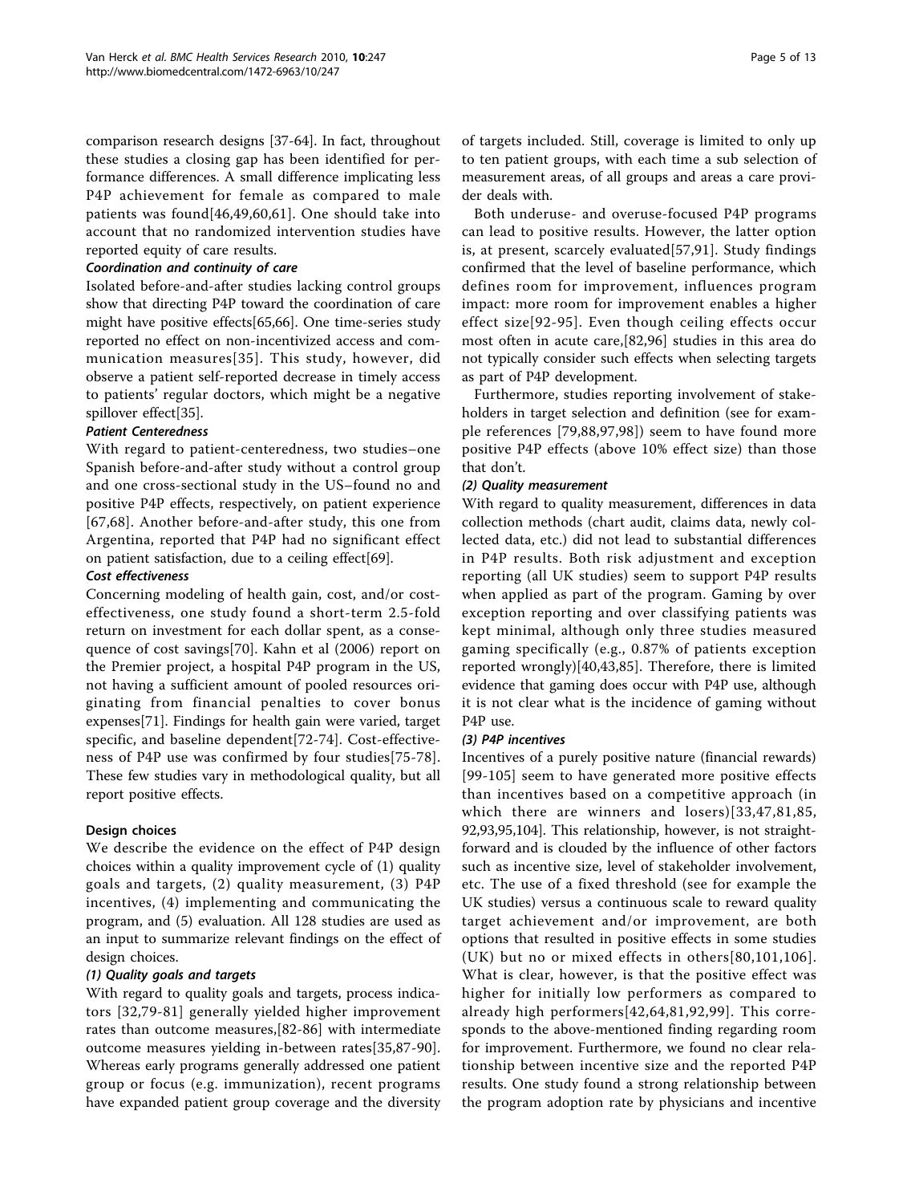comparison research designs [37-64]. In fact, throughout these studies a closing gap has been identified for performance differences. A small difference implicating less P4P achievement for female as compared to male patients was found[46,49,60,61]. One should take into account that no randomized intervention studies have reported equity of care results.

#### *Coordination and continuity of care*

Isolated before-and-after studies lacking control groups show that directing P4P toward the coordination of care might have positive effects[65,66]. One time-series study reported no effect on non-incentivized access and communication measures[35]. This study, however, did observe a patient self-reported decrease in timely access to patients' regular doctors, which might be a negative spillover effect[35].

#### *Patient Centeredness*

With regard to patient-centeredness, two studies–one Spanish before-and-after study without a control group and one cross-sectional study in the US–found no and positive P4P effects, respectively, on patient experience [67,68]. Another before-and-after study, this one from Argentina, reported that P4P had no significant effect on patient satisfaction, due to a ceiling effect[69].

#### *Cost effectiveness*

Concerning modeling of health gain, cost, and/or cost-effectiveness, one study found a short-term 2.5-fold return on investment for each dollar spent, as a consequence of cost savings[70]. Kahn et al (2006) report on the Premier project, a hospital P4P program in the US, not having a sufficient amount of pooled resources originating from financial penalties to cover bonus expenses[71]. Findings for health gain were varied, target specific, and baseline dependent[72-74]. Cost-effectiveness of P4P use was confirmed by four studies[75-78]. These few studies vary in methodological quality, but all report positive effects.

### Design choices

We describe the evidence on the effect of P4P design choices within a quality improvement cycle of (1) quality goals and targets, (2) quality measurement, (3) P4P incentives, (4) implementing and communicating the program, and (5) evaluation. All 128 studies are used as an input to summarize relevant findings on the effect of design choices.

#### *(1) Quality goals and targets*

With regard to quality goals and targets, process indicators [32,79-81] generally yielded higher improvement rates than outcome measures,[82-86] with intermediate outcome measures yielding in-between rates[35,87-90]. Whereas early programs generally addressed one patient group or focus (e.g. immunization), recent programs have expanded patient group coverage and the diversity of targets included. Still, coverage is limited to only up to ten patient groups, with each time a sub selection of measurement areas, of all groups and areas a care provider deals with.

Both underuse- and overuse-focused P4P programs can lead to positive results. However, the latter option is, at present, scarcely evaluated[57,91]. Study findings confirmed that the level of baseline performance, which defines room for improvement, influences program impact: more room for improvement enables a higher effect size[92-95]. Even though ceiling effects occur most often in acute care,[82,96] studies in this area do not typically consider such effects when selecting targets as part of P4P development.

Furthermore, studies reporting involvement of stakeholders in target selection and definition (see for example references [79,88,97,98]) seem to have found more positive P4P effects (above 10% effect size) than those that don't.

#### *(2) Quality measurement*

With regard to quality measurement, differences in data collection methods (chart audit, claims data, newly collected data, etc.) did not lead to substantial differences in P4P results. Both risk adjustment and exception reporting (all UK studies) seem to support P4P results when applied as part of the program. Gaming by over exception reporting and over classifying patients was kept minimal, although only three studies measured gaming specifically (e.g., 0.87% of patients exception reported wrongly)[40,43,85]. Therefore, there is limited evidence that gaming does occur with P4P use, although it is not clear what is the incidence of gaming without P4P use.

#### *(3) P4P incentives*

Incentives of a purely positive nature (financial rewards) [99-105] seem to have generated more positive effects than incentives based on a competitive approach (in which there are winners and losers)[33,47,81,85,92,93,95,104]. This relationship, however, is not straightforward and is clouded by the influence of other factors such as incentive size, level of stakeholder involvement, etc. The use of a fixed threshold (see for example the UK studies) versus a continuous scale to reward quality target achievement and/or improvement, are both options that resulted in positive effects in some studies (UK) but no or mixed effects in others[80,101,106]. What is clear, however, is that the positive effect was higher for initially low performers as compared to already high performers[42,64,81,92,99]. This corresponds to the above-mentioned finding regarding room for improvement. Furthermore, we found no clear relationship between incentive size and the reported P4P results. One study found a strong relationship between the program adoption rate by physicians and incentive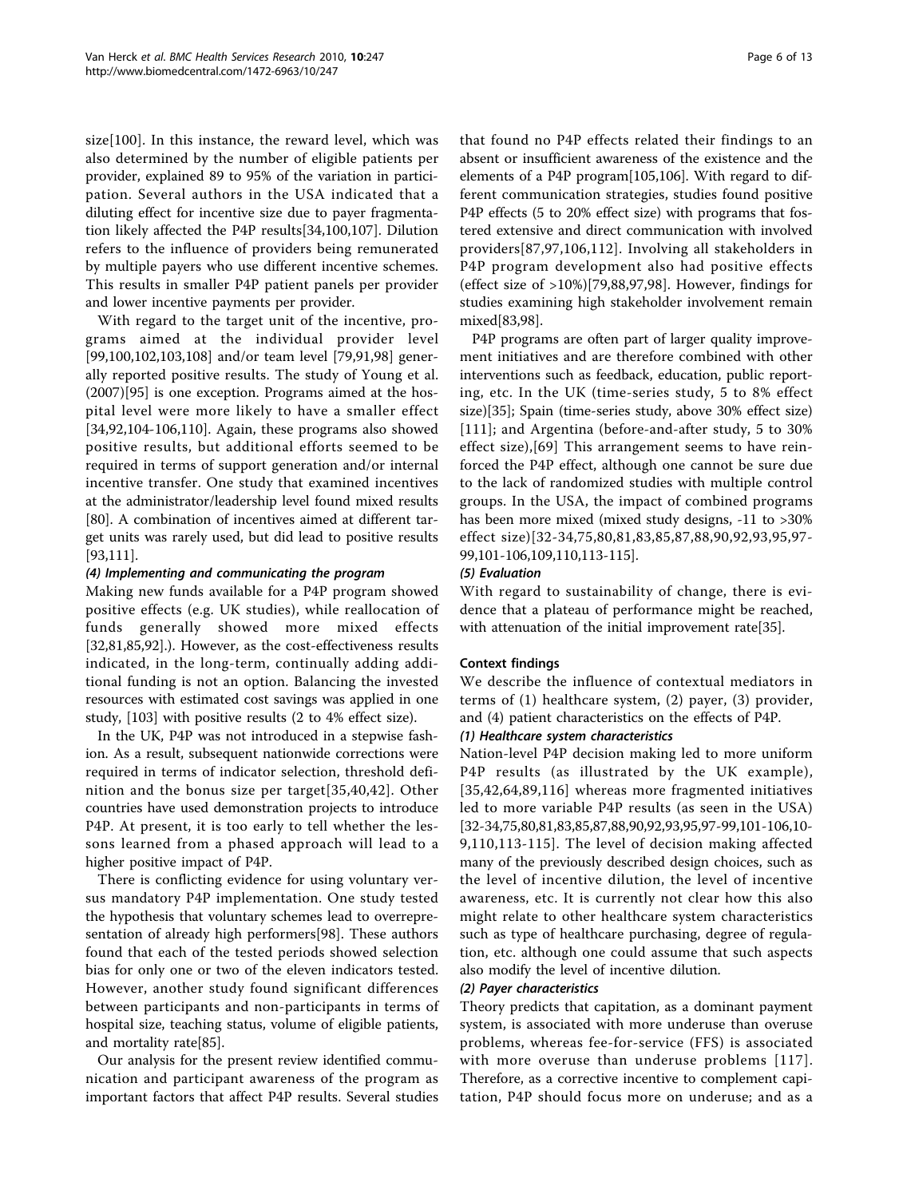size[100]. In this instance, the reward level, which was also determined by the number of eligible patients per provider, explained 89 to 95% of the variation in participation. Several authors in the USA indicated that a diluting effect for incentive size due to payer fragmentation likely affected the P4P results[34,100,107]. Dilution refers to the influence of providers being remunerated by multiple payers who use different incentive schemes. This results in smaller P4P patient panels per provider and lower incentive payments per provider.

With regard to the target unit of the incentive, programs aimed at the individual provider level [99,100,102,103,108] and/or team level [79,91,98] generally reported positive results. The study of Young et al. (2007)[95] is one exception. Programs aimed at the hospital level were more likely to have a smaller effect [34,92,104-106,110]. Again, these programs also showed positive results, but additional efforts seemed to be required in terms of support generation and/or internal incentive transfer. One study that examined incentives at the administrator/leadership level found mixed results [80]. A combination of incentives aimed at different target units was rarely used, but did lead to positive results [93,111].

#### *(4) Implementing and communicating the program*

Making new funds available for a P4P program showed positive effects (e.g. UK studies), while reallocation of funds generally showed more mixed effects [32,81,85,92].). However, as the cost-effectiveness results indicated, in the long-term, continually adding additional funding is not an option. Balancing the invested resources with estimated cost savings was applied in one study, [103] with positive results (2 to 4% effect size).

In the UK, P4P was not introduced in a stepwise fashion. As a result, subsequent nationwide corrections were required in terms of indicator selection, threshold definition and the bonus size per target[35,40,42]. Other countries have used demonstration projects to introduce P4P. At present, it is too early to tell whether the lessons learned from a phased approach will lead to a higher positive impact of P4P.

There is conflicting evidence for using voluntary versus mandatory P4P implementation. One study tested the hypothesis that voluntary schemes lead to overrepresentation of already high performers[98]. These authors found that each of the tested periods showed selection bias for only one or two of the eleven indicators tested. However, another study found significant differences between participants and non-participants in terms of hospital size, teaching status, volume of eligible patients, and mortality rate[85].

Our analysis for the present review identified communication and participant awareness of the program as important factors that affect P4P results. Several studies that found no P4P effects related their findings to an absent or insufficient awareness of the existence and the elements of a P4P program[105,106]. With regard to different communication strategies, studies found positive P4P effects (5 to 20% effect size) with programs that fostered extensive and direct communication with involved providers[87,97,106,112]. Involving all stakeholders in P4P program development also had positive effects (effect size of >10%)[79,88,97,98]. However, findings for studies examining high stakeholder involvement remain mixed[83,98].

P4P programs are often part of larger quality improvement initiatives and are therefore combined with other interventions such as feedback, education, public reporting, etc. In the UK (time-series study, 5 to 8% effect size)[35]; Spain (time-series study, above 30% effect size) [111]; and Argentina (before-and-after study, 5 to 30% effect size),[69] This arrangement seems to have reinforced the P4P effect, although one cannot be sure due to the lack of randomized studies with multiple control groups. In the USA, the impact of combined programs has been more mixed (mixed study designs, -11 to >30% effect size)[32-34,75,80,81,83,85,87,88,90,92,93,95,97-99,101-106,109,110,113-115].

#### *(5) Evaluation*

With regard to sustainability of change, there is evidence that a plateau of performance might be reached, with attenuation of the initial improvement rate[35].

### Context findings

We describe the influence of contextual mediators in terms of (1) healthcare system, (2) payer, (3) provider, and (4) patient characteristics on the effects of P4P.

#### *(1) Healthcare system characteristics*

Nation-level P4P decision making led to more uniform P4P results (as illustrated by the UK example), [35,42,64,89,116] whereas more fragmented initiatives led to more variable P4P results (as seen in the USA) [32-34,75,80,81,83,85,87,88,90,92,93,95,97-99,101-106,109,110,113-115]. The level of decision making affected many of the previously described design choices, such as the level of incentive dilution, the level of incentive awareness, etc. It is currently not clear how this also might relate to other healthcare system characteristics such as type of healthcare purchasing, degree of regulation, etc. although one could assume that such aspects also modify the level of incentive dilution.

#### *(2) Payer characteristics*

Theory predicts that capitation, as a dominant payment system, is associated with more underuse than overuse problems, whereas fee-for-service (FFS) is associated with more overuse than underuse problems [117]. Therefore, as a corrective incentive to complement capitation, P4P should focus more on underuse; and as a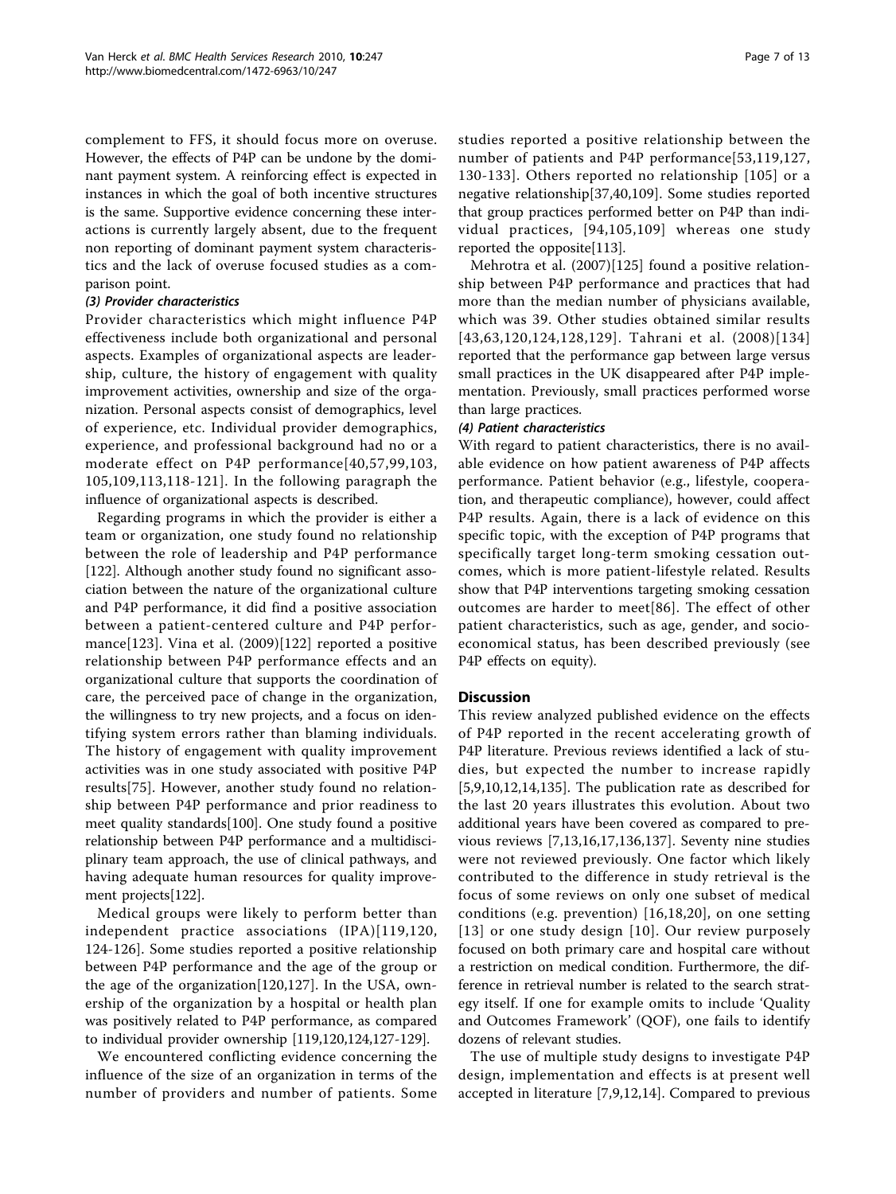complement to FFS, it should focus more on overuse. However, the effects of P4P can be undone by the dominant payment system. A reinforcing effect is expected in instances in which the goal of both incentive structures is the same. Supportive evidence concerning these interactions is currently largely absent, due to the frequent non reporting of dominant payment system characteristics and the lack of overuse focused studies as a comparison point.

#### *(3) Provider characteristics*

Provider characteristics which might influence P4P effectiveness include both organizational and personal aspects. Examples of organizational aspects are leadership, culture, the history of engagement with quality improvement activities, ownership and size of the organization. Personal aspects consist of demographics, level of experience, etc. Individual provider demographics, experience, and professional background had no or a moderate effect on P4P performance[40,57,99,103, 105,109,113,118-121]. In the following paragraph the influence of organizational aspects is described.

Regarding programs in which the provider is either a team or organization, one study found no relationship between the role of leadership and P4P performance [122]. Although another study found no significant association between the nature of the organizational culture and P4P performance, it did find a positive association between a patient-centered culture and P4P performance[123]. Vina et al. (2009)[122] reported a positive relationship between P4P performance effects and an organizational culture that supports the coordination of care, the perceived pace of change in the organization, the willingness to try new projects, and a focus on identifying system errors rather than blaming individuals. The history of engagement with quality improvement activities was in one study associated with positive P4P results[75]. However, another study found no relationship between P4P performance and prior readiness to meet quality standards[100]. One study found a positive relationship between P4P performance and a multidisciplinary team approach, the use of clinical pathways, and having adequate human resources for quality improvement projects[122].

Medical groups were likely to perform better than independent practice associations (IPA)[119,120, 124-126]. Some studies reported a positive relationship between P4P performance and the age of the group or the age of the organization[120,127]. In the USA, ownership of the organization by a hospital or health plan was positively related to P4P performance, as compared to individual provider ownership [119,120,124,127-129].

We encountered conflicting evidence concerning the influence of the size of an organization in terms of the number of providers and number of patients. Some studies reported a positive relationship between the number of patients and P4P performance[53,119,127, 130-133]. Others reported no relationship [105] or a negative relationship[37,40,109]. Some studies reported that group practices performed better on P4P than individual practices, [94,105,109] whereas one study reported the opposite[113].

Mehrotra et al. (2007)[125] found a positive relationship between P4P performance and practices that had more than the median number of physicians available, which was 39. Other studies obtained similar results [43,63,120,124,128,129]. Tahrani et al. (2008)[134] reported that the performance gap between large versus small practices in the UK disappeared after P4P implementation. Previously, small practices performed worse than large practices.

#### *(4) Patient characteristics*

With regard to patient characteristics, there is no available evidence on how patient awareness of P4P affects performance. Patient behavior (e.g., lifestyle, cooperation, and therapeutic compliance), however, could affect P4P results. Again, there is a lack of evidence on this specific topic, with the exception of P4P programs that specifically target long-term smoking cessation outcomes, which is more patient-lifestyle related. Results show that P4P interventions targeting smoking cessation outcomes are harder to meet[86]. The effect of other patient characteristics, such as age, gender, and socioeconomical status, has been described previously (see P4P effects on equity).

## Discussion

This review analyzed published evidence on the effects of P4P reported in the recent accelerating growth of P4P literature. Previous reviews identified a lack of studies, but expected the number to increase rapidly [5,9,10,12,14,135]. The publication rate as described for the last 20 years illustrates this evolution. About two additional years have been covered as compared to previous reviews [7,13,16,17,136,137]. Seventy nine studies were not reviewed previously. One factor which likely contributed to the difference in study retrieval is the focus of some reviews on only one subset of medical conditions (e.g. prevention) [16,18,20], on one setting [13] or one study design [10]. Our review purposely focused on both primary care and hospital care without a restriction on medical condition. Furthermore, the difference in retrieval number is related to the search strategy itself. If one for example omits to include 'Quality and Outcomes Framework' (QOF), one fails to identify dozens of relevant studies.

The use of multiple study designs to investigate P4P design, implementation and effects is at present well accepted in literature [7,9,12,14]. Compared to previous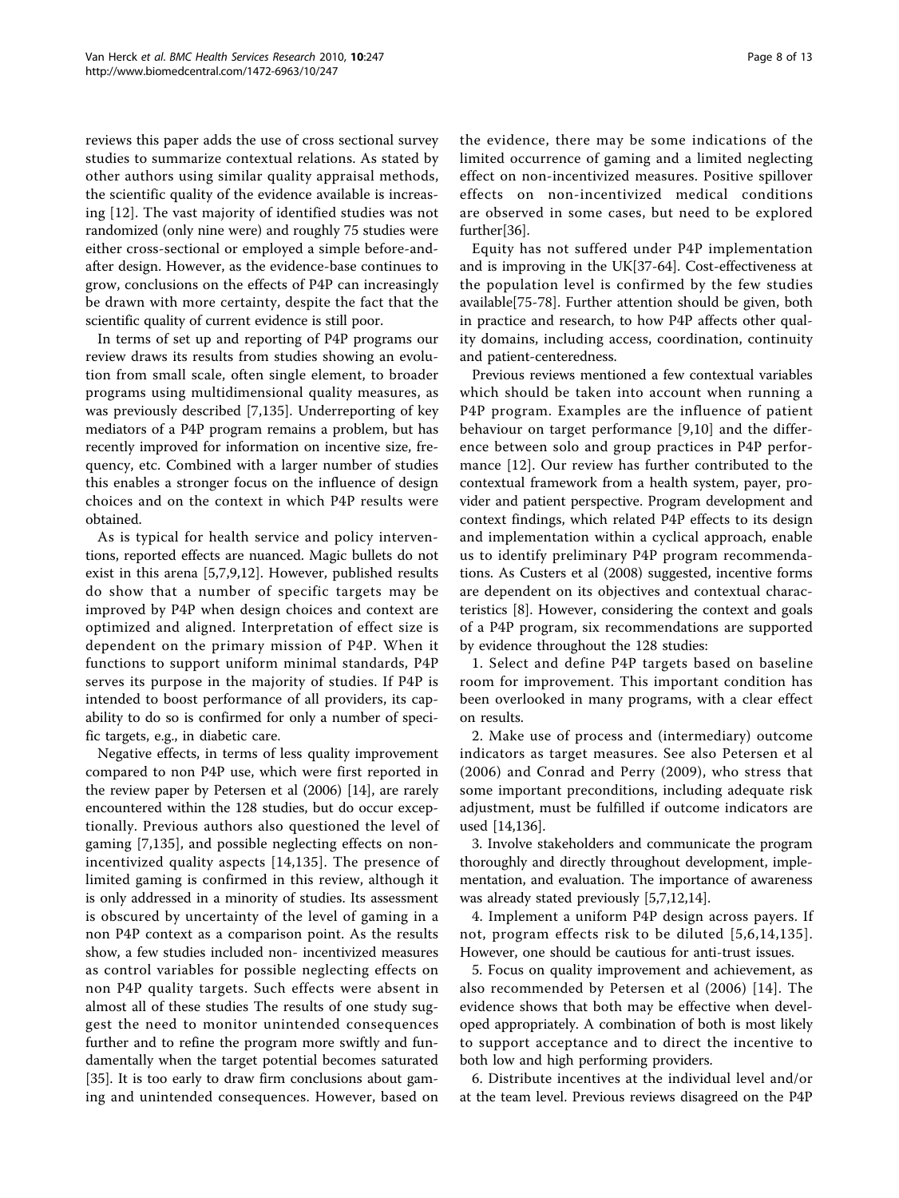reviews this paper adds the use of cross sectional survey studies to summarize contextual relations. As stated by other authors using similar quality appraisal methods, the scientific quality of the evidence available is increasing [12]. The vast majority of identified studies was not randomized (only nine were) and roughly 75 studies were either cross-sectional or employed a simple before-and-after design. However, as the evidence-base continues to grow, conclusions on the effects of P4P can increasingly be drawn with more certainty, despite the fact that the scientific quality of current evidence is still poor.

In terms of set up and reporting of P4P programs our review draws its results from studies showing an evolution from small scale, often single element, to broader programs using multidimensional quality measures, as was previously described [7,135]. Underreporting of key mediators of a P4P program remains a problem, but has recently improved for information on incentive size, frequency, etc. Combined with a larger number of studies this enables a stronger focus on the influence of design choices and on the context in which P4P results were obtained.

As is typical for health service and policy interventions, reported effects are nuanced. Magic bullets do not exist in this arena [5,7,9,12]. However, published results do show that a number of specific targets may be improved by P4P when design choices and context are optimized and aligned. Interpretation of effect size is dependent on the primary mission of P4P. When it functions to support uniform minimal standards, P4P serves its purpose in the majority of studies. If P4P is intended to boost performance of all providers, its capability to do so is confirmed for only a number of specific targets, e.g., in diabetic care.

Negative effects, in terms of less quality improvement compared to non P4P use, which were first reported in the review paper by Petersen et al (2006) [14], are rarely encountered within the 128 studies, but do occur exceptionally. Previous authors also questioned the level of gaming [7,135], and possible neglecting effects on non-incentivized quality aspects [14,135]. The presence of limited gaming is confirmed in this review, although it is only addressed in a minority of studies. Its assessment is obscured by uncertainty of the level of gaming in a non P4P context as a comparison point. As the results show, a few studies included non- incentivized measures as control variables for possible neglecting effects on non P4P quality targets. Such effects were absent in almost all of these studies The results of one study suggest the need to monitor unintended consequences further and to refine the program more swiftly and fundamentally when the target potential becomes saturated [35]. It is too early to draw firm conclusions about gaming and unintended consequences. However, based on the evidence, there may be some indications of the limited occurrence of gaming and a limited neglecting effect on non-incentivized measures. Positive spillover effects on non-incentivized medical conditions are observed in some cases, but need to be explored further[36].

Equity has not suffered under P4P implementation and is improving in the UK[37-64]. Cost-effectiveness at the population level is confirmed by the few studies available[75-78]. Further attention should be given, both in practice and research, to how P4P affects other quality domains, including access, coordination, continuity and patient-centeredness.

Previous reviews mentioned a few contextual variables which should be taken into account when running a P4P program. Examples are the influence of patient behaviour on target performance [9,10] and the difference between solo and group practices in P4P performance [12]. Our review has further contributed to the contextual framework from a health system, payer, provider and patient perspective. Program development and context findings, which related P4P effects to its design and implementation within a cyclical approach, enable us to identify preliminary P4P program recommendations. As Custers et al (2008) suggested, incentive forms are dependent on its objectives and contextual characteristics [8]. However, considering the context and goals of a P4P program, six recommendations are supported by evidence throughout the 128 studies:

1. Select and define P4P targets based on baseline room for improvement. This important condition has been overlooked in many programs, with a clear effect on results.

2. Make use of process and (intermediary) outcome indicators as target measures. See also Petersen et al (2006) and Conrad and Perry (2009), who stress that some important preconditions, including adequate risk adjustment, must be fulfilled if outcome indicators are used [14,136].

3. Involve stakeholders and communicate the program thoroughly and directly throughout development, implementation, and evaluation. The importance of awareness was already stated previously [5,7,12,14].

4. Implement a uniform P4P design across payers. If not, program effects risk to be diluted [5,6,14,135]. However, one should be cautious for anti-trust issues.

5. Focus on quality improvement and achievement, as also recommended by Petersen et al (2006) [14]. The evidence shows that both may be effective when developed appropriately. A combination of both is most likely to support acceptance and to direct the incentive to both low and high performing providers.

6. Distribute incentives at the individual level and/or at the team level. Previous reviews disagreed on the P4P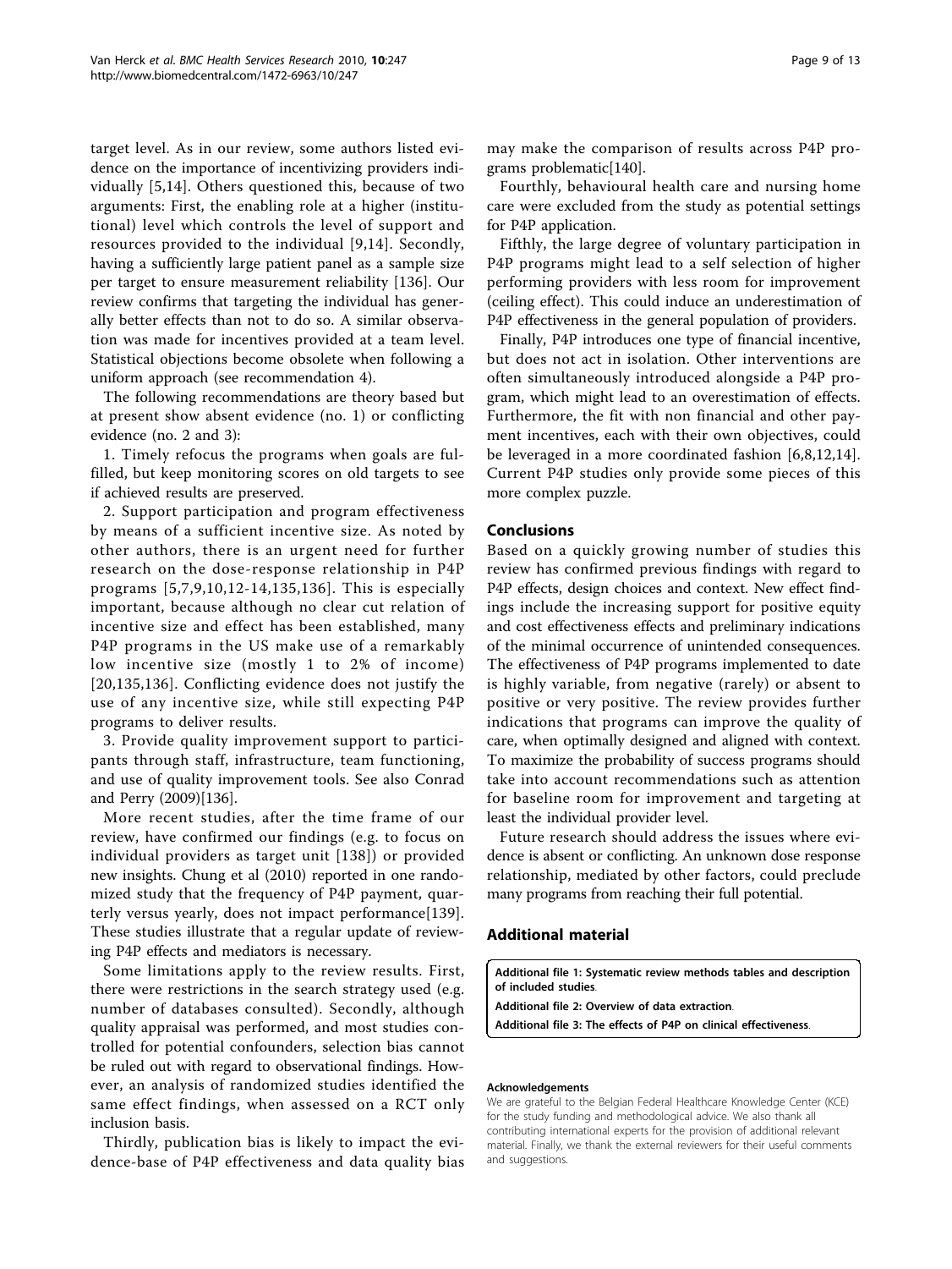target level. As in our review, some authors listed evidence on the importance of incentivizing providers individually [5,14]. Others questioned this, because of two arguments: First, the enabling role at a higher (institutional) level which controls the level of support and resources provided to the individual [9,14]. Secondly, having a sufficiently large patient panel as a sample size per target to ensure measurement reliability [136]. Our review confirms that targeting the individual has generally better effects than not to do so. A similar observation was made for incentives provided at a team level. Statistical objections become obsolete when following a uniform approach (see recommendation 4).

The following recommendations are theory based but at present show absent evidence (no. 1) or conflicting evidence (no. 2 and 3):

1. Timely refocus the programs when goals are fulfilled, but keep monitoring scores on old targets to see if achieved results are preserved.

2. Support participation and program effectiveness by means of a sufficient incentive size. As noted by other authors, there is an urgent need for further research on the dose-response relationship in P4P programs [5,7,9,10,12-14,135,136]. This is especially important, because although no clear cut relation of incentive size and effect has been established, many P4P programs in the US make use of a remarkably low incentive size (mostly 1 to 2% of income) [20,135,136]. Conflicting evidence does not justify the use of any incentive size, while still expecting P4P programs to deliver results.

3. Provide quality improvement support to participants through staff, infrastructure, team functioning, and use of quality improvement tools. See also Conrad and Perry (2009)[136].

More recent studies, after the time frame of our review, have confirmed our findings (e.g. to focus on individual providers as target unit [138]) or provided new insights. Chung et al (2010) reported in one randomized study that the frequency of P4P payment, quarterly versus yearly, does not impact performance[139]. These studies illustrate that a regular update of reviewing P4P effects and mediators is necessary.

Some limitations apply to the review results. First, there were restrictions in the search strategy used (e.g. number of databases consulted). Secondly, although quality appraisal was performed, and most studies controlled for potential confounders, selection bias cannot be ruled out with regard to observational findings. However, an analysis of randomized studies identified the same effect findings, when assessed on a RCT only inclusion basis.

Thirdly, publication bias is likely to impact the evidence-base of P4P effectiveness and data quality bias may make the comparison of results across P4P programs problematic[140].

Fourthly, behavioural health care and nursing home care were excluded from the study as potential settings for P4P application.

Fifthly, the large degree of voluntary participation in P4P programs might lead to a self selection of higher performing providers with less room for improvement (ceiling effect). This could induce an underestimation of P4P effectiveness in the general population of providers.

Finally, P4P introduces one type of financial incentive, but does not act in isolation. Other interventions are often simultaneously introduced alongside a P4P program, which might lead to an overestimation of effects. Furthermore, the fit with non financial and other payment incentives, each with their own objectives, could be leveraged in a more coordinated fashion [6,8,12,14]. Current P4P studies only provide some pieces of this more complex puzzle.

## Conclusions

Based on a quickly growing number of studies this review has confirmed previous findings with regard to P4P effects, design choices and context. New effect findings include the increasing support for positive equity and cost effectiveness effects and preliminary indications of the minimal occurrence of unintended consequences. The effectiveness of P4P programs implemented to date is highly variable, from negative (rarely) or absent to positive or very positive. The review provides further indications that programs can improve the quality of care, when optimally designed and aligned with context. To maximize the probability of success programs should take into account recommendations such as attention for baseline room for improvement and targeting at least the individual provider level.

Future research should address the issues where evidence is absent or conflicting. An unknown dose response relationship, mediated by other factors, could preclude many programs from reaching their full potential.

## Additional material

**Additional file 1: Systematic review methods tables and description of included studies**.

**Additional file 2: Overview of data extraction**.

**Additional file 3: The effects of P4P on clinical effectiveness**.

#### Acknowledgements

We are grateful to the Belgian Federal Healthcare Knowledge Center (KCE) for the study funding and methodological advice. We also thank all contributing international experts for the provision of additional relevant material. Finally, we thank the external reviewers for their useful comments and suggestions.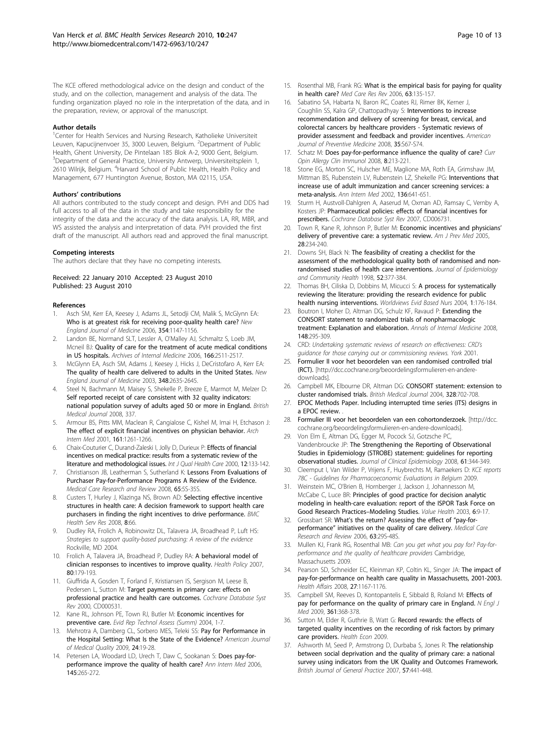The KCE offered methodological advice on the design and conduct of the study, and on the collection, management and analysis of the data. The funding organization played no role in the interpretation of the data, and in the preparation, review, or approval of the manuscript.

#### Author details

[1]Center for Health Services and Nursing Research, Katholieke Universiteit Leuven, Kapucijnenvoer 35, 3000 Leuven, Belgium. [2]Department of Public Health, Ghent University, De Pintelaan 185 Blok A-2, 9000 Gent, Belgium. [3]Department of General Practice, University Antwerp, Universiteitsplein 1, 2610 Wilrijk, Belgium. [4]Harvard School of Public Health, Health Policy and Management, 677 Huntington Avenue, Boston, MA 02115, USA.

#### Authors' contributions

All authors contributed to the study concept and design. PVH and DDS had full access to all of the data in the study and take responsibility for the integrity of the data and the accuracy of the data analysis. LA, RR, MBR, and WS assisted the analysis and interpretation of data. PVH provided the first draft of the manuscript. All authors read and approved the final manuscript.

#### Competing interests

The authors declare that they have no competing interests.

Received: 22 January 2010 Accepted: 23 August 2010
Published: 23 August 2010

#### References

1. Asch SM, Kerr EA, Keesey J, Adams JL, Setodji CM, Malik S, McGlynn EA: **Who is at greatest risk for receiving poor-quality health care?** *New England Journal of Medicine* 2006, **354**:1147-1156.
2. Landon BE, Normand SLT, Lessler A, O'Malley AJ, Schmaltz S, Loeb JM, Mcneil BJ: **Quality of care for the treatment of acute medical conditions in US hospitals.** *Archives of Internal Medicine* 2006, **166**:2511-2517.
3. McGlynn EA, Asch SM, Adams J, Keesey J, Hicks J, DeCristofaro A, Kerr EA: **The quality of health care delivered to adults in the United States.** *New England Journal of Medicine* 2003, **348**:2635-2645.
4. Steel N, Bachmann M, Maisey S, Shekelle P, Breeze E, Marmot M, Melzer D: **Self reported receipt of care consistent with 32 quality indicators: national population survey of adults aged 50 or more in England.** *British Medical Journal* 2008, 337.
5. Armour BS, Pitts MM, Maclean R, Cangialose C, Kishel M, Imai H, Etchason J: **The effect of explicit financial incentives on physician behavior.** *Arch Intern Med* 2001, **161**:1261-1266.
6. Chaix-Couturier C, Durand-Zaleski I, Jolly D, Durieux P: **Effects of financial incentives on medical practice: results from a systematic review of the literature and methodological issues.** *Int J Qual Health Care* 2000, **12**:133-142.
7. Christianson JB, Leatherman S, Sutherland K: **Lessons From Evaluations of Purchaser Pay-for-Performance Programs A Review of the Evidence.** *Medical Care Research and Review* 2008, **65**:5S-35S.
8. Custers T, Hurley J, Klazinga NS, Brown AD: **Selecting effective incentive structures in health care: A decision framework to support health care purchasers in finding the right incentives to drive performance.** *BMC Health Serv Res* 2008, **8**:66.
9. Dudley RA, Frolich A, Robinowitz DL, Talavera JA, Broadhead P, Luft HS: *Strategies to support quality-based purchasing: A review of the evidence* Rockville, MD 2004.
10. Frolich A, Talavera JA, Broadhead P, Dudley RA: **A behavioral model of clinician responses to incentives to improve quality.** *Health Policy* 2007, **80**:179-193.
11. Giuffrida A, Gosden T, Forland F, Kristiansen IS, Sergison M, Leese B, Pedersen L, Sutton M: **Target payments in primary care: effects on professional practice and health care outcomes.** *Cochrane Database Syst Rev* 2000, CD000531.
12. Kane RL, Johnson PE, Town RJ, Butler M: **Economic incentives for preventive care.** *Evid Rep Technol Assess (Summ)* 2004, 1-7.
13. Mehrotra A, Damberg CL, Sorbero MES, Teleki SS: **Pay for Performance in the Hospital Setting: What Is the State of the Evidence?** *American Journal of Medical Quality* 2009, **24**:19-28.
14. Petersen LA, Woodard LD, Urech T, Daw C, Sookanan S: **Does pay-for-performance improve the quality of health care?** *Ann Intern Med* 2006, **145**:265-272.
15. Rosenthal MB, Frank RG: **What is the empirical basis for paying for quality in health care?** *Med Care Res Rev* 2006, **63**:135-157.
16. Sabatino SA, Habarta N, Baron RC, Coates RJ, Rimer BK, Kerner J, Coughlin SS, Kalra GP, Chattopadhyay S: **Interventions to increase recommendation and delivery of screening for breast, cervical, and colorectal cancers by healthcare providers - Systematic reviews of provider assessment and feedback and provider incentives.** *American Journal of Preventive Medicine* 2008, **35**:S67-S74.
17. Schatz M: **Does pay-for-performance influence the quality of care?** *Curr Opin Allergy Clin Immunol* 2008, **8**:213-221.
18. Stone EG, Morton SC, Hulscher ME, Maglione MA, Roth EA, Grimshaw JM, Mittman BS, Rubenstein LV, Rubenstein LZ, Shekelle PG: **Interventions that increase use of adult immunization and cancer screening services: a meta-analysis.** *Ann Intern Med* 2002, **136**:641-651.
19. Sturm H, Austvoll-Dahlgren A, Aaserud M, Oxman AD, Ramsay C, Vernby A, Kosters JP: **Pharmaceutical policies: effects of financial incentives for prescribers.** *Cochrane Database Syst Rev* 2007, CD006731.
20. Town R, Kane R, Johnson P, Butler M: **Economic incentives and physicians' delivery of preventive care: a systematic review.** *Am J Prev Med* 2005, **28**:234-240.
21. Downs SH, Black N: **The feasibility of creating a checklist for the assessment of the methodological quality both of randomised and non-randomised studies of health care interventions.** *Journal of Epidemiology and Community Health* 1998, **52**:377-384.
22. Thomas BH, Ciliska D, Dobbins M, Micucci S: **A process for systematically reviewing the literature: providing the research evidence for public health nursing interventions.** *Worldviews Evid Based Nurs* 2004, **1**:176-184.
23. Boutron I, Moher D, Altman DG, Schulz KF, Ravaud P: **Extending the CONSORT statement to randomized trials of nonpharmacologic treatment: Explanation and elaboration.** *Annals of Internal Medicine* 2008, **148**:295-309.
24. CRD: *Undertaking systematic reviews of research on effectiveness: CRD's guidance for those carrying out or commissioning reviews. York* 2001.
25. **Formulier II voor het beoordelen van een randomised controlled trial (RCT).** [http://dcc.cochrane.org/beoordelingsformulieren-en-andere-downloads].
26. Campbell MK, Elbourne DR, Altman DG: **CONSORT statement: extension to cluster randomised trials.** *British Medical Journal* 2004, **328**:702-708.
27. **EPOC Methods Paper. Including interrupted time series (ITS) designs in a EPOC review.** .
28. **Formulier III voor het beoordelen van een cohortonderzoek.** [http://dcc.cochrane.org/beoordelingsformulieren-en-andere-downloads].
29. Von Elm E, Altman DG, Egger M, Pocock SJ, Gotzsche PC, Vandenbroucke JP: **The Strengthening the Reporting of Observational Studies in Epidemiology (STROBE) statement: guidelines for reporting observational studies.** *Journal of Clinical Epidemiology* 2008, **61**:344-349.
30. Cleemput I, Van Wilder P, Vrijens F, Huybrechts M, Ramaekers D: *KCE reports 78C - Guidelines for Pharmacoeconomic Evaluations in Belgium* 2009.
31. Weinstein MC, O'Brien B, Hornberger J, Jackson J, Johannesson M, McCabe C, Luce BR: **Principles of good practice for decision analytic modeling in health-care evaluation: report of the ISPOR Task Force on Good Research Practices–Modeling Studies.** *Value Health* 2003, **6**:9-17.
32. Grossbart SR: **What's the return? Assessing the effect of "pay-for-performance" initiatives on the quality of care delivery.** *Medical Care Research and Review* 2006, **63**:29S-48S.
33. Mullen KJ, Frank RG, Rosenthal MB: *Can you get what you pay for? Pay-for-performance and the quality of healthcare providers* Cambridge, Massachusetts 2009.
34. Pearson SD, Schneider EC, Kleinman KP, Coltin KL, Singer JA: **The impact of pay-for-performance on health care quality in Massachusetts, 2001-2003.** *Health Affairs* 2008, **27**:1167-1176.
35. Campbell SM, Reeves D, Kontopantelis E, Sibbald B, Roland M: **Effects of pay for performance on the quality of primary care in England.** *N Engl J Med* 2009, **361**:368-378.
36. Sutton M, Elder R, Guthrie B, Watt G: **Record rewards: the effects of targeted quality incentives on the recording of risk factors by primary care providers.** *Health Econ* 2009.
37. Ashworth M, Seed P, Armstrong D, Durbaba S, Jones R: **The relationship between social deprivation and the quality of primary care: a national survey using indicators from the UK Quality and Outcomes Framework.** *British Journal of General Practice* 2007, **57**:441-448.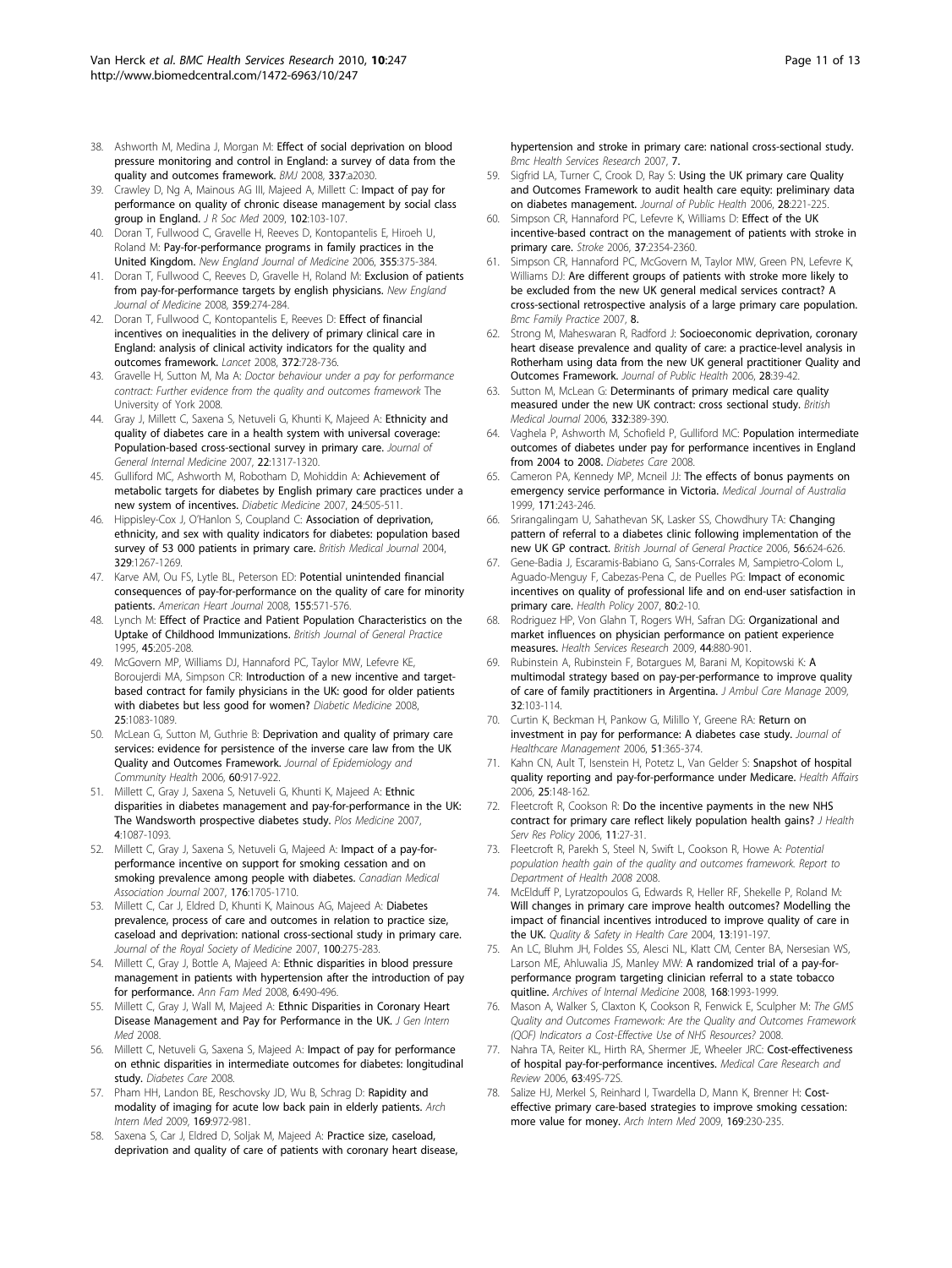38. Ashworth M, Medina J, Morgan M: **Effect of social deprivation on blood pressure monitoring and control in England: a survey of data from the quality and outcomes framework.** *BMJ* 2008, **337**:a2030.
39. Crawley D, Ng A, Mainous AG III, Majeed A, Millett C: **Impact of pay for performance on quality of chronic disease management by social class group in England.** *J R Soc Med* 2009, **102**:103-107.
40. Doran T, Fullwood C, Gravelle H, Reeves D, Kontopantelis E, Hiroeh U, Roland M: **Pay-for-performance programs in family practices in the United Kingdom.** *New England Journal of Medicine* 2006, **355**:375-384.
41. Doran T, Fullwood C, Reeves D, Gravelle H, Roland M: **Exclusion of patients from pay-for-performance targets by english physicians.** *New England Journal of Medicine* 2008, **359**:274-284.
42. Doran T, Fullwood C, Kontopantelis E, Reeves D: **Effect of financial incentives on inequalities in the delivery of primary clinical care in England: analysis of clinical activity indicators for the quality and outcomes framework.** *Lancet* 2008, **372**:728-736.
43. Gravelle H, Sutton M, Ma A: *Doctor behaviour under a pay for performance contract: Further evidence from the quality and outcomes framework* The University of York 2008.
44. Gray J, Millett C, Saxena S, Netuveli G, Khunti K, Majeed A: **Ethnicity and quality of diabetes care in a health system with universal coverage: Population-based cross-sectional survey in primary care.** *Journal of General Internal Medicine* 2007, **22**:1317-1320.
45. Gulliford MC, Ashworth M, Robotham D, Mohiddin A: **Achievement of metabolic targets for diabetes by English primary care practices under a new system of incentives.** *Diabetic Medicine* 2007, **24**:505-511.
46. Hippisley-Cox J, O'Hanlon S, Coupland C: **Association of deprivation, ethnicity, and sex with quality indicators for diabetes: population based survey of 53 000 patients in primary care.** *British Medical Journal* 2004, **329**:1267-1269.
47. Karve AM, Ou FS, Lytle BL, Peterson ED: **Potential unintended financial consequences of pay-for-performance on the quality of care for minority patients.** *American Heart Journal* 2008, **155**:571-576.
48. Lynch M: **Effect of Practice and Patient Population Characteristics on the Uptake of Childhood Immunizations.** *British Journal of General Practice* 1995, **45**:205-208.
49. McGovern MP, Williams DJ, Hannaford PC, Taylor MW, Lefevre KE, Boroujerdi MA, Simpson CR: **Introduction of a new incentive and target-based contract for family physicians in the UK: good for older patients with diabetes but less good for women?** *Diabetic Medicine* 2008, **25**:1083-1089.
50. McLean G, Sutton M, Guthrie B: **Deprivation and quality of primary care services: evidence for persistence of the inverse care law from the UK Quality and Outcomes Framework.** *Journal of Epidemiology and Community Health* 2006, **60**:917-922.
51. Millett C, Gray J, Saxena S, Netuveli G, Khunti K, Majeed A: **Ethnic disparities in diabetes management and pay-for-performance in the UK: The Wandsworth prospective diabetes study.** *Plos Medicine* 2007, **4**:1087-1093.
52. Millett C, Gray J, Saxena S, Netuveli G, Majeed A: **Impact of a pay-for-performance incentive on support for smoking cessation and on smoking prevalence among people with diabetes.** *Canadian Medical Association Journal* 2007, **176**:1705-1710.
53. Millett C, Car J, Eldred D, Khunti K, Mainous AG, Majeed A: **Diabetes prevalence, process of care and outcomes in relation to practice size, caseload and deprivation: national cross-sectional study in primary care.** *Journal of the Royal Society of Medicine* 2007, **100**:275-283.
54. Millett C, Gray J, Bottle A, Majeed A: **Ethnic disparities in blood pressure management in patients with hypertension after the introduction of pay for performance.** *Ann Fam Med* 2008, **6**:490-496.
55. Millett C, Gray J, Wall M, Majeed A: **Ethnic Disparities in Coronary Heart Disease Management and Pay for Performance in the UK.** *J Gen Intern Med* 2008.
56. Millett C, Netuveli G, Saxena S, Majeed A: **Impact of pay for performance on ethnic disparities in intermediate outcomes for diabetes: longitudinal study.** *Diabetes Care* 2008.
57. Pham HH, Landon BE, Reschovsky JD, Wu B, Schrag D: **Rapidity and modality of imaging for acute low back pain in elderly patients.** *Arch Intern Med* 2009, **169**:972-981.
58. Saxena S, Car J, Eldred D, Soljak M, Majeed A: **Practice size, caseload, deprivation and quality of care of patients with coronary heart disease, hypertension and stroke in primary care: national cross-sectional study.** *Bmc Health Services Research* 2007, **7**.
59. Sigfrid LA, Turner C, Crook D, Ray S: **Using the UK primary care Quality and Outcomes Framework to audit health care equity: preliminary data on diabetes management.** *Journal of Public Health* 2006, **28**:221-225.
60. Simpson CR, Hannaford PC, Lefevre K, Williams D: **Effect of the UK incentive-based contract on the management of patients with stroke in primary care.** *Stroke* 2006, **37**:2354-2360.
61. Simpson CR, Hannaford PC, McGovern M, Taylor MW, Green PN, Lefevre K, Williams DJ: **Are different groups of patients with stroke more likely to be excluded from the new UK general medical services contract? A cross-sectional retrospective analysis of a large primary care population.** *Bmc Family Practice* 2007, **8**.
62. Strong M, Maheswaran R, Radford J: **Socioeconomic deprivation, coronary heart disease prevalence and quality of care: a practice-level analysis in Rotherham using data from the new UK general practitioner Quality and Outcomes Framework.** *Journal of Public Health* 2006, **28**:39-42.
63. Sutton M, McLean G: **Determinants of primary medical care quality measured under the new UK contract: cross sectional study.** *British Medical Journal* 2006, **332**:389-390.
64. Vaghela P, Ashworth M, Schofield P, Gulliford MC: **Population intermediate outcomes of diabetes under pay for performance incentives in England from 2004 to 2008.** *Diabetes Care* 2008.
65. Cameron PA, Kennedy MP, Mcneil JJ: **The effects of bonus payments on emergency service performance in Victoria.** *Medical Journal of Australia* 1999, **171**:243-246.
66. Srirangalingam U, Sahathevan SK, Lasker SS, Chowdhury TA: **Changing pattern of referral to a diabetes clinic following implementation of the new UK GP contract.** *British Journal of General Practice* 2006, **56**:624-626.
67. Gene-Badia J, Escaramis-Babiano G, Sans-Corrales M, Sampietro-Colom L, Aguado-Menguy F, Cabezas-Pena C, de Puelles PG: **Impact of economic incentives on quality of professional life and on end-user satisfaction in primary care.** *Health Policy* 2007, **80**:2-10.
68. Rodriguez HP, Von Glahn T, Rogers WH, Safran DG: **Organizational and market influences on physician performance on patient experience measures.** *Health Services Research* 2009, **44**:880-901.
69. Rubinstein A, Rubinstein F, Botargues M, Barani M, Kopitowski K: **A multimodal strategy based on pay-per-performance to improve quality of care of family practitioners in Argentina.** *J Ambul Care Manage* 2009, **32**:103-114.
70. Curtin K, Beckman H, Pankow G, Milillo Y, Greene RA: **Return on investment in pay for performance: A diabetes case study.** *Journal of Healthcare Management* 2006, **51**:365-374.
71. Kahn CN, Ault T, Isenstein H, Potetz L, Van Gelder S: **Snapshot of hospital quality reporting and pay-for-performance under Medicare.** *Health Affairs* 2006, **25**:148-162.
72. Fleetcroft R, Cookson R: **Do the incentive payments in the new NHS contract for primary care reflect likely population health gains?** *J Health Serv Res Policy* 2006, **11**:27-31.
73. Fleetcroft R, Parekh S, Steel N, Swift L, Cookson R, Howe A: *Potential population health gain of the quality and outcomes framework. Report to Department of Health 2008* 2008.
74. McElduff P, Lyratzopoulos G, Edwards R, Heller RF, Shekelle P, Roland M: **Will changes in primary care improve health outcomes? Modelling the impact of financial incentives introduced to improve quality of care in the UK.** *Quality & Safety in Health Care* 2004, **13**:191-197.
75. An LC, Bluhm JH, Foldes SS, Alesci NL, Klatt CM, Center BA, Nersesian WS, Larson ME, Ahluwalia JS, Manley MW: **A randomized trial of a pay-for-performance program targeting clinician referral to a state tobacco quitline.** *Archives of Internal Medicine* 2008, **168**:1993-1999.
76. Mason A, Walker S, Claxton K, Cookson R, Fenwick E, Sculpher M: *The GMS Quality and Outcomes Framework: Are the Quality and Outcomes Framework (QOF) Indicators a Cost-Effective Use of NHS Resources?* 2008.
77. Nahra TA, Reiter KL, Hirth RA, Shermer JE, Wheeler JRC: **Cost-effectiveness of hospital pay-for-performance incentives.** *Medical Care Research and Review* 2006, **63**:49S-72S.
78. Salize HJ, Merkel S, Reinhard I, Twardella D, Mann K, Brenner H: **Cost-effective primary care-based strategies to improve smoking cessation: more value for money.** *Arch Intern Med* 2009, **169**:230-235.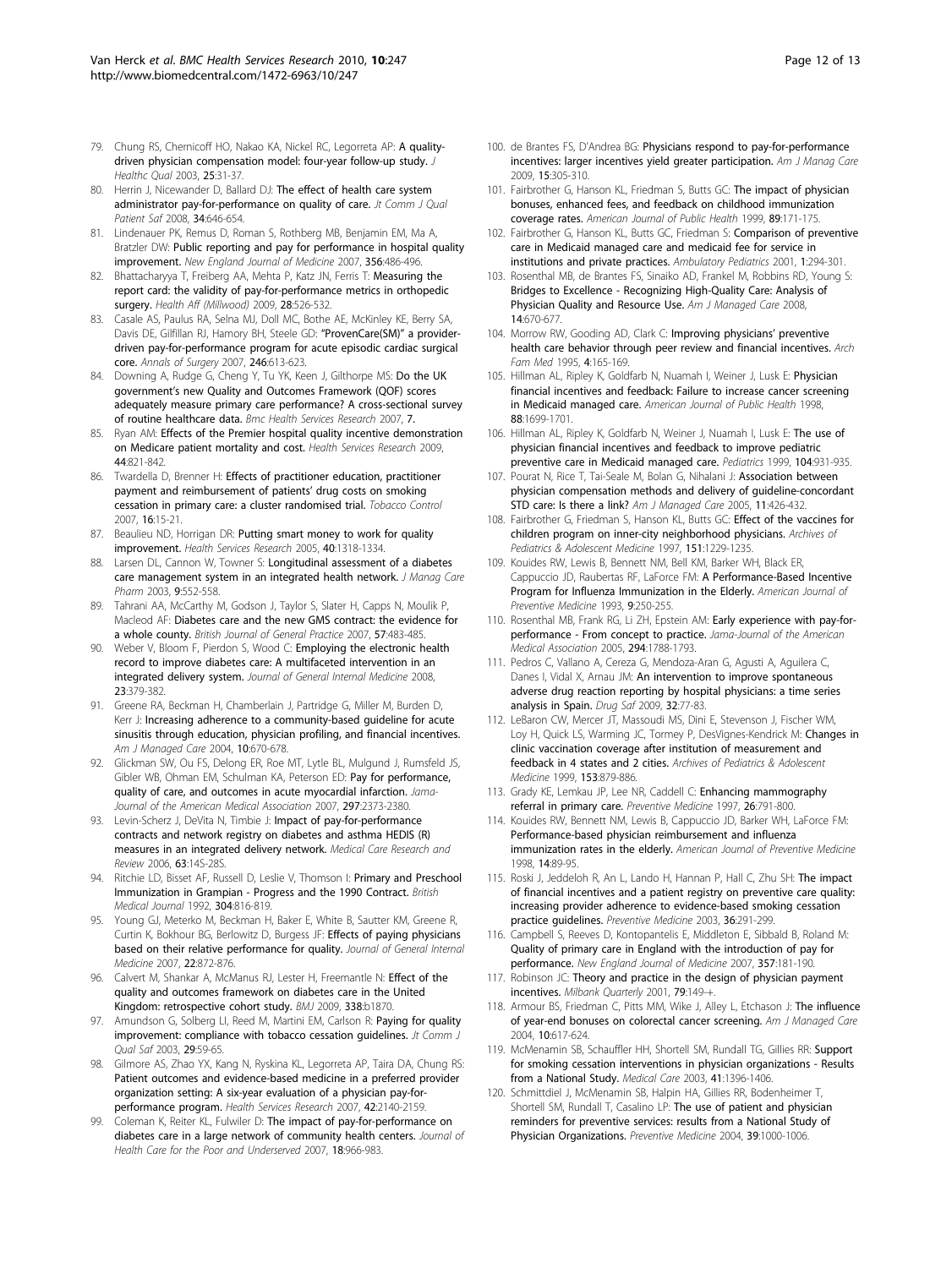79. Chung RS, Chernicoff HO, Nakao KA, Nickel RC, Legorreta AP: **A quality-driven physician compensation model: four-year follow-up study.** *J Healthc Qual* 2003, **25**:31-37.
80. Herrin J, Nicewander D, Ballard DJ: **The effect of health care system administrator pay-for-performance on quality of care.** *Jt Comm J Qual Patient Saf* 2008, **34**:646-654.
81. Lindenauer PK, Remus D, Roman S, Rothberg MB, Benjamin EM, Ma A, Bratzler DW: **Public reporting and pay for performance in hospital quality improvement.** *New England Journal of Medicine* 2007, **356**:486-496.
82. Bhattacharyya T, Freiberg AA, Mehta P, Katz JN, Ferris T: **Measuring the report card: the validity of pay-for-performance metrics in orthopedic surgery.** *Health Aff (Millwood)* 2009, **28**:526-532.
83. Casale AS, Paulus RA, Selna MJ, Doll MC, Bothe AE, McKinley KE, Berry SA, Davis DE, Gilfillan RJ, Hamory BH, Steele GD: **"ProvenCare(SM)" a provider-driven pay-for-performance program for acute episodic cardiac surgical core.** *Annals of Surgery* 2007, **246**:613-623.
84. Downing A, Rudge G, Cheng Y, Tu YK, Keen J, Gilthorpe MS: **Do the UK government's new Quality and Outcomes Framework (QOF) scores adequately measure primary care performance? A cross-sectional survey of routine healthcare data.** *Bmc Health Services Research* 2007, **7**.
85. Ryan AM: **Effects of the Premier hospital quality incentive demonstration on Medicare patient mortality and cost.** *Health Services Research* 2009, **44**:821-842.
86. Twardella D, Brenner H: **Effects of practitioner education, practitioner payment and reimbursement of patients' drug costs on smoking cessation in primary care: a cluster randomised trial.** *Tobacco Control* 2007, **16**:15-21.
87. Beaulieu ND, Horrigan DR: **Putting smart money to work for quality improvement.** *Health Services Research* 2005, **40**:1318-1334.
88. Larsen DL, Cannon W, Towner S: **Longitudinal assessment of a diabetes care management system in an integrated health network.** *J Manag Care Pharm* 2003, **9**:552-558.
89. Tahrani AA, McCarthy M, Godson J, Taylor S, Slater H, Capps N, Moulik P, Macleod AF: **Diabetes care and the new GMS contract: the evidence for a whole county.** *British Journal of General Practice* 2007, **57**:483-485.
90. Weber V, Bloom F, Pierdon S, Wood C: **Employing the electronic health record to improve diabetes care: A multifaceted intervention in an integrated delivery system.** *Journal of General Internal Medicine* 2008, **23**:379-382.
91. Greene RA, Beckman H, Chamberlain J, Partridge G, Miller M, Burden D, Kerr J: **Increasing adherence to a community-based guideline for acute sinusitis through education, physician profiling, and financial incentives.** *Am J Managed Care* 2004, **10**:670-678.
92. Glickman SW, Ou FS, Delong ER, Roe MT, Lytle BL, Mulgund J, Rumsfeld JS, Gibler WB, Ohman EM, Schulman KA, Peterson ED: **Pay for performance, quality of care, and outcomes in acute myocardial infarction.** *Jama-Journal of the American Medical Association* 2007, **297**:2373-2380.
93. Levin-Scherz J, DeVita N, Timbie J: **Impact of pay-for-performance contracts and network registry on diabetes and asthma HEDIS (R) measures in an integrated delivery network.** *Medical Care Research and Review* 2006, **63**:14S-28S.
94. Ritchie LD, Bisset AF, Russell D, Leslie V, Thomson I: **Primary and Preschool Immunization in Grampian - Progress and the 1990 Contract.** *British Medical Journal* 1992, **304**:816-819.
95. Young GJ, Meterko M, Beckman H, Baker E, White B, Sautter KM, Greene R, Curtin K, Bokhour BG, Berlowitz D, Burgess JF: **Effects of paying physicians based on their relative performance for quality.** *Journal of General Internal Medicine* 2007, **22**:872-876.
96. Calvert M, Shankar A, McManus RJ, Lester H, Freemantle N: **Effect of the quality and outcomes framework on diabetes care in the United Kingdom: retrospective cohort study.** *BMJ* 2009, **338**:b1870.
97. Amundson G, Solberg LI, Reed M, Martini EM, Carlson R: **Paying for quality improvement: compliance with tobacco cessation guidelines.** *Jt Comm J Qual Saf* 2003, **29**:59-65.
98. Gilmore AS, Zhao YX, Kang N, Ryskina KL, Legorreta AP, Taira DA, Chung RS: **Patient outcomes and evidence-based medicine in a preferred provider organization setting: A six-year evaluation of a physician pay-for-performance program.** *Health Services Research* 2007, **42**:2140-2159.
99. Coleman K, Reiter KL, Fulwiler D: **The impact of pay-for-performance on diabetes care in a large network of community health centers.** *Journal of Health Care for the Poor and Underserved* 2007, **18**:966-983.
100. de Brantes FS, D'Andrea BG: **Physicians respond to pay-for-performance incentives: larger incentives yield greater participation.** *Am J Manag Care* 2009, **15**:305-310.
101. Fairbrother G, Hanson KL, Friedman S, Butts GC: **The impact of physician bonuses, enhanced fees, and feedback on childhood immunization coverage rates.** *American Journal of Public Health* 1999, **89**:171-175.
102. Fairbrother G, Hanson KL, Butts GC, Friedman S: **Comparison of preventive care in Medicaid managed care and medicaid fee for service in institutions and private practices.** *Ambulatory Pediatrics* 2001, **1**:294-301.
103. Rosenthal MB, de Brantes FS, Sinaiko AD, Frankel M, Robbins RD, Young S: **Bridges to Excellence - Recognizing High-Quality Care: Analysis of Physician Quality and Resource Use.** *Am J Managed Care* 2008, **14**:670-677.
104. Morrow RW, Gooding AD, Clark C: **Improving physicians' preventive health care behavior through peer review and financial incentives.** *Arch Fam Med* 1995, **4**:165-169.
105. Hillman AL, Ripley K, Goldfarb N, Nuamah I, Weiner J, Lusk E: **Physician financial incentives and feedback: Failure to increase cancer screening in Medicaid managed care.** *American Journal of Public Health* 1998, **88**:1699-1701.
106. Hillman AL, Ripley K, Goldfarb N, Weiner J, Nuamah I, Lusk E: **The use of physician financial incentives and feedback to improve pediatric preventive care in Medicaid managed care.** *Pediatrics* 1999, **104**:931-935.
107. Pourat N, Rice T, Tai-Seale M, Bolan G, Nihalani J: **Association between physician compensation methods and delivery of guideline-concordant STD care: Is there a link?** *Am J Managed Care* 2005, **11**:426-432.
108. Fairbrother G, Friedman S, Hanson KL, Butts GC: **Effect of the vaccines for children program on inner-city neighborhood physicians.** *Archives of Pediatrics & Adolescent Medicine* 1997, **151**:1229-1235.
109. Kouides RW, Lewis B, Bennett NM, Bell KM, Barker WH, Black ER, Cappuccio JD, Raubertas RF, LaForce FM: **A Performance-Based Incentive Program for Influenza Immunization in the Elderly.** *American Journal of Preventive Medicine* 1993, **9**:250-255.
110. Rosenthal MB, Frank RG, Li ZH, Epstein AM: **Early experience with pay-for-performance - From concept to practice.** *Jama-Journal of the American Medical Association* 2005, **294**:1788-1793.
111. Pedros C, Vallano A, Cereza G, Mendoza-Aran G, Agusti A, Aguilera C, Danes I, Vidal X, Arnau JM: **An intervention to improve spontaneous adverse drug reaction reporting by hospital physicians: a time series analysis in Spain.** *Drug Saf* 2009, **32**:77-83.
112. LeBaron CW, Mercer JT, Massoudi MS, Dini E, Stevenson J, Fischer WM, Loy H, Quick LS, Warming JC, Tormey P, DesVignes-Kendrick M: **Changes in clinic vaccination coverage after institution of measurement and feedback in 4 states and 2 cities.** *Archives of Pediatrics & Adolescent Medicine* 1999, **153**:879-886.
113. Grady KE, Lemkau JP, Lee NR, Caddell C: **Enhancing mammography referral in primary care.** *Preventive Medicine* 1997, **26**:791-800.
114. Kouides RW, Bennett NM, Lewis B, Cappuccio JD, Barker WH, LaForce FM: **Performance-based physician reimbursement and influenza immunization rates in the elderly.** *American Journal of Preventive Medicine* 1998, **14**:89-95.
115. Roski J, Jeddeloh R, An L, Lando H, Hannan P, Hall C, Zhu SH: **The impact of financial incentives and a patient registry on preventive care quality: increasing provider adherence to evidence-based smoking cessation practice guidelines.** *Preventive Medicine* 2003, **36**:291-299.
116. Campbell S, Reeves D, Kontopantelis E, Middleton E, Sibbald B, Roland M: **Quality of primary care in England with the introduction of pay for performance.** *New England Journal of Medicine* 2007, **357**:181-190.
117. Robinson JC: **Theory and practice in the design of physician payment incentives.** *Milbank Quarterly* 2001, **79**:149-+.
118. Armour BS, Friedman C, Pitts MM, Wike J, Alley L, Etchason J: **The influence of year-end bonuses on colorectal cancer screening.** *Am J Managed Care* 2004, **10**:617-624.
119. McMenamin SB, Schauffler HH, Shortell SM, Rundall TG, Gillies RR: **Support for smoking cessation interventions in physician organizations - Results from a National Study.** *Medical Care* 2003, **41**:1396-1406.
120. Schmittdiel J, McMenamin SB, Halpin HA, Gillies RR, Bodenheimer T, Shortell SM, Rundall T, Casalino LP: **The use of patient and physician reminders for preventive services: results from a National Study of Physician Organizations.** *Preventive Medicine* 2004, **39**:1000-1006.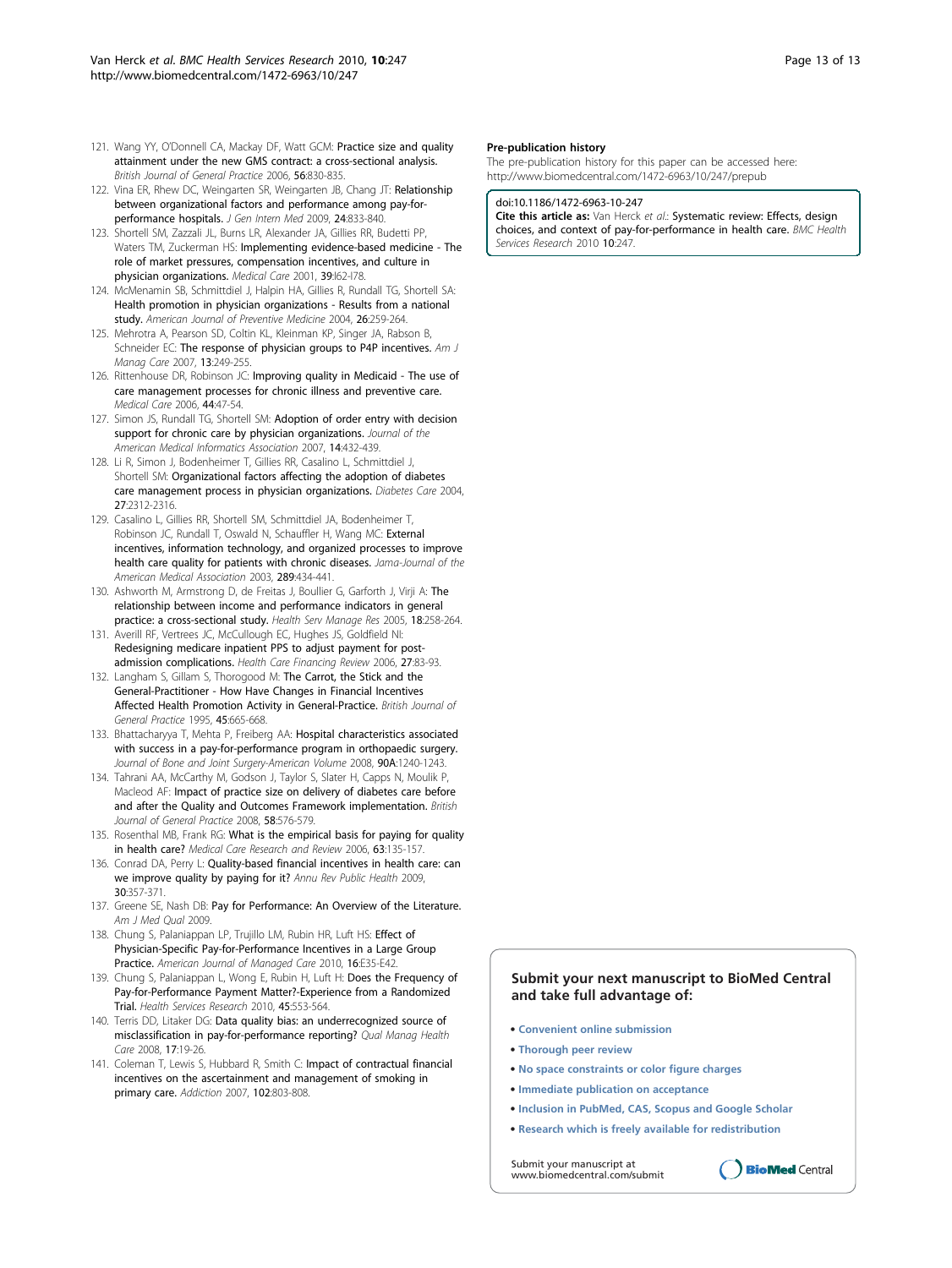121. Wang YY, O'Donnell CA, Mackay DF, Watt GCM: Practice size and quality attainment under the new GMS contract: a cross-sectional analysis. *British Journal of General Practice* 2006, **56**:830-835.
122. Vina ER, Rhew DC, Weingarten SR, Weingarten JB, Chang JT: Relationship between organizational factors and performance among pay-for-performance hospitals. *J Gen Intern Med* 2009, **24**:833-840.
123. Shortell SM, Zazzali JL, Burns LR, Alexander JA, Gillies RR, Budetti PP, Waters TM, Zuckerman HS: Implementing evidence-based medicine - The role of market pressures, compensation incentives, and culture in physician organizations. *Medical Care* 2001, **39**:I62-I78.
124. McMenamin SB, Schmittdiel J, Halpin HA, Gillies R, Rundall TG, Shortell SA: Health promotion in physician organizations - Results from a national study. *American Journal of Preventive Medicine* 2004, **26**:259-264.
125. Mehrotra A, Pearson SD, Coltin KL, Kleinman KP, Singer JA, Rabson B, Schneider EC: The response of physician groups to P4P incentives. *Am J Manag Care* 2007, **13**:249-255.
126. Rittenhouse DR, Robinson JC: Improving quality in Medicaid - The use of care management processes for chronic illness and preventive care. *Medical Care* 2006, **44**:47-54.
127. Simon JS, Rundall TG, Shortell SM: Adoption of order entry with decision support for chronic care by physician organizations. *Journal of the American Medical Informatics Association* 2007, **14**:432-439.
128. Li R, Simon J, Bodenheimer T, Gillies RR, Casalino L, Schmittdiel J, Shortell SM: Organizational factors affecting the adoption of diabetes care management process in physician organizations. *Diabetes Care* 2004, **27**:2312-2316.
129. Casalino L, Gillies RR, Shortell SM, Schmittdiel JA, Bodenheimer T, Robinson JC, Rundall T, Oswald N, Schauffler H, Wang MC: External incentives, information technology, and organized processes to improve health care quality for patients with chronic diseases. *Jama-Journal of the American Medical Association* 2003, **289**:434-441.
130. Ashworth M, Armstrong D, de Freitas J, Boullier G, Garforth J, Virji A: The relationship between income and performance indicators in general practice: a cross-sectional study. *Health Serv Manage Res* 2005, **18**:258-264.
131. Averill RF, Vertrees JC, McCullough EC, Hughes JS, Goldfield NI: Redesigning medicare inpatient PPS to adjust payment for post-admission complications. *Health Care Financing Review* 2006, **27**:83-93.
132. Langham S, Gillam S, Thorogood M: The Carrot, the Stick and the General-Practitioner - How Have Changes in Financial Incentives Affected Health Promotion Activity in General-Practice. *British Journal of General Practice* 1995, **45**:665-668.
133. Bhattacharyya T, Mehta P, Freiberg AA: Hospital characteristics associated with success in a pay-for-performance program in orthopaedic surgery. *Journal of Bone and Joint Surgery-American Volume* 2008, **90A**:1240-1243.
134. Tahrani AA, McCarthy M, Godson J, Taylor S, Slater H, Capps N, Moulik P, Macleod AF: Impact of practice size on delivery of diabetes care before and after the Quality and Outcomes Framework implementation. *British Journal of General Practice* 2008, **58**:576-579.
135. Rosenthal MB, Frank RG: What is the empirical basis for paying for quality in health care? *Medical Care Research and Review* 2006, **63**:135-157.
136. Conrad DA, Perry L: Quality-based financial incentives in health care: can we improve quality by paying for it? *Annu Rev Public Health* 2009, **30**:357-371.
137. Greene SE, Nash DB: Pay for Performance: An Overview of the Literature. *Am J Med Qual* 2009.
138. Chung S, Palaniappan LP, Trujillo LM, Rubin HR, Luft HS: Effect of Physician-Specific Pay-for-Performance Incentives in a Large Group Practice. *American Journal of Managed Care* 2010, **16**:E35-E42.
139. Chung S, Palaniappan L, Wong E, Rubin H, Luft H: Does the Frequency of Pay-for-Performance Payment Matter?-Experience from a Randomized Trial. *Health Services Research* 2010, **45**:553-564.
140. Terris DD, Litaker DG: Data quality bias: an underrecognized source of misclassification in pay-for-performance reporting? *Qual Manag Health Care* 2008, **17**:19-26.
141. Coleman T, Lewis S, Hubbard R, Smith C: Impact of contractual financial incentives on the ascertainment and management of smoking in primary care. *Addiction* 2007, **102**:803-808.

**Pre-publication history**

The pre-publication history for this paper can be accessed here: http://www.biomedcentral.com/1472-6963/10/247/prepub

doi:10.1186/1472-6963-10-247

**Cite this article as:** Van Herck *et al.*: Systematic review: Effects, design choices, and context of pay-for-performance in health care. *BMC Health Services Research* 2010 **10**:247.

**Submit your next manuscript to BioMed Central and take full advantage of:**

- **Convenient online submission**
- **Thorough peer review**
- **No space constraints or color figure charges**
- **Immediate publication on acceptance**
- **Inclusion in PubMed, CAS, Scopus and Google Scholar**
- **Research which is freely available for redistribution**

Submit your manuscript at www.biomedcentral.com/submit

BioMed Central